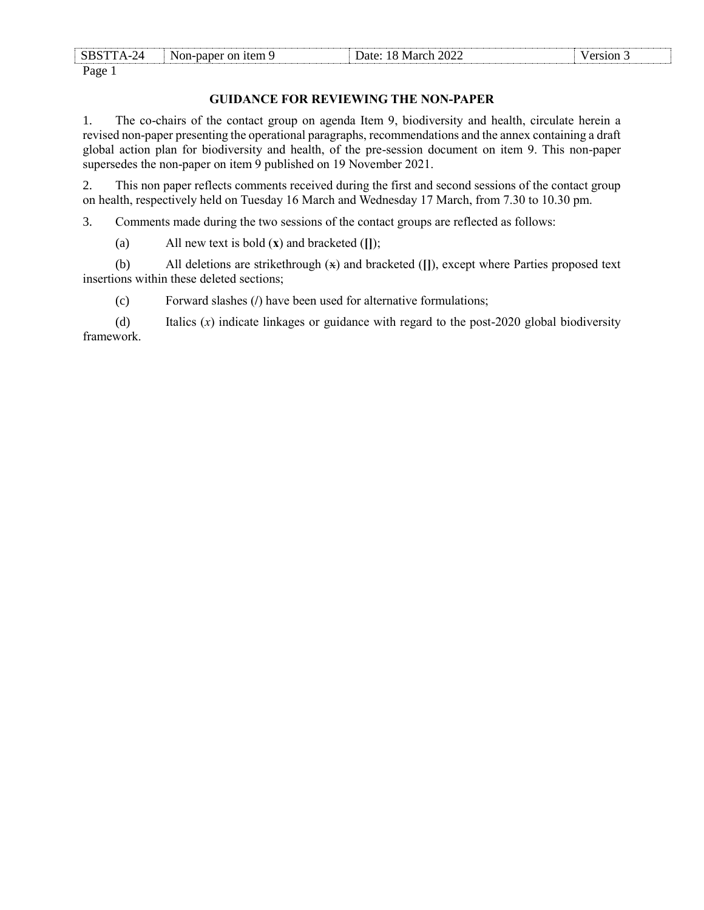## GUIDANCE FOR REVIEWING THE NON-PAPER

1. The co-chairs of the contact group on agenda Item 9, biodiversity and health, circulate herein a revised non-paper presenting the operational paragraphs, recommendations and the annex containing a draft global action plan for biodiversity and health, of the pre-session document on item 9. This non-paper supersedes the non-paper on item 9 published on 19 November 2021.

2. This non paper reflects comments received during the first and second sessions of the contact group on health, respectively held on Tuesday 16 March and Wednesday 17 March, from 7.30 to 10.30 pm.

3. Comments made during the two sessions of the contact groups are reflected as follows:

(a) All new text is bold (**x**) and bracketed (**[]**);

(b) All deletions are strikethrough (~~x~~) and bracketed (**[]**), except where Parties proposed text insertions within these deleted sections;

(c) Forward slashes (/) have been used for alternative formulations;

(d) Italics (*x*) indicate linkages or guidance with regard to the post-2020 global biodiversity framework.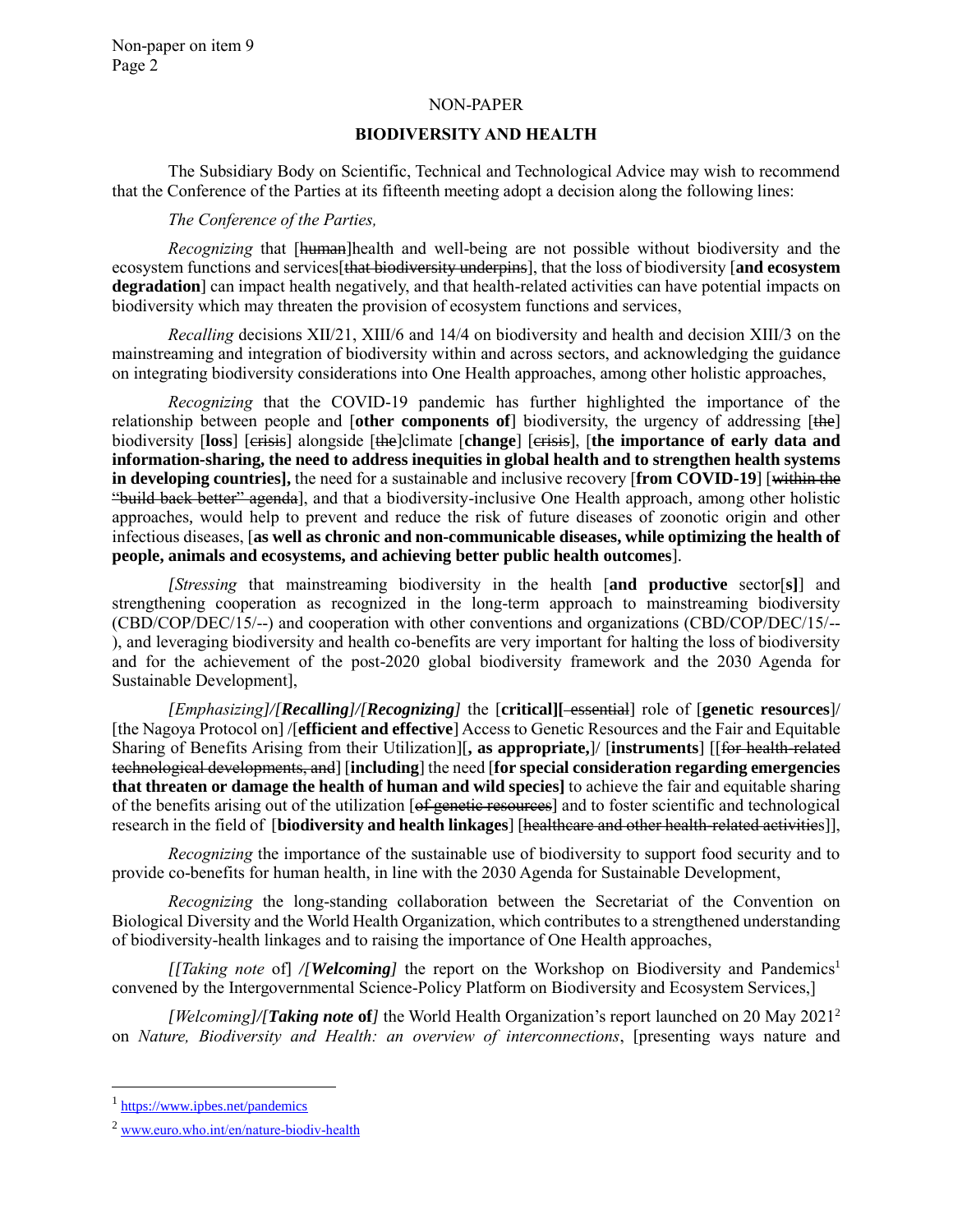NON-PAPER

**BIODIVERSITY AND HEALTH**

The Subsidiary Body on Scientific, Technical and Technological Advice may wish to recommend that the Conference of the Parties at its fifteenth meeting adopt a decision along the following lines:

*The Conference of the Parties,*

*Recognizing* that [~~human~~]health and well-being are not possible without biodiversity and the ecosystem functions and services[~~that biodiversity underpins~~], that the loss of biodiversity [**and ecosystem degradation**] can impact health negatively, and that health-related activities can have potential impacts on biodiversity which may threaten the provision of ecosystem functions and services,

*Recalling* decisions XII/21, XIII/6 and 14/4 on biodiversity and health and decision XIII/3 on the mainstreaming and integration of biodiversity within and across sectors, and acknowledging the guidance on integrating biodiversity considerations into One Health approaches, among other holistic approaches,

*Recognizing* that the COVID-19 pandemic has further highlighted the importance of the relationship between people and [**other components of**] biodiversity, the urgency of addressing [~~the~~] biodiversity [**loss**] [~~crisis~~] alongside [~~the~~]climate [**change**] [~~crisis~~], [**the importance of early data and information-sharing, the need to address inequities in global health and to strengthen health systems in developing countries],** the need for a sustainable and inclusive recovery [**from COVID-19**] [~~within the "build back better" agenda~~], and that a biodiversity-inclusive One Health approach, among other holistic approaches, would help to prevent and reduce the risk of future diseases of zoonotic origin and other infectious diseases, [**as well as chronic and non-communicable diseases, while optimizing the health of people, animals and ecosystems, and achieving better public health outcomes**].

*[Stressing* that mainstreaming biodiversity in the health [**and productive** sector[**s]**] and strengthening cooperation as recognized in the long-term approach to mainstreaming biodiversity (CBD/COP/DEC/15/--) and cooperation with other conventions and organizations (CBD/COP/DEC/15/--), and leveraging biodiversity and health co-benefits are very important for halting the loss of biodiversity and for the achievement of the post-2020 global biodiversity framework and the 2030 Agenda for Sustainable Development],

*[Emphasizing]/[**Recalling**]/[**Recognizing**]* the [**critical]**[~~ essential~~] role of [**genetic resources**]/ [the Nagoya Protocol on] /[**efficient and effective**] Access to Genetic Resources and the Fair and Equitable Sharing of Benefits Arising from their Utilization][**, as appropriate,**]/ [**instruments**] [[~~for health-related technological developments, and~~] [**including**] the need [**for special consideration regarding emergencies that threaten or damage the health of human and wild species]** to achieve the fair and equitable sharing of the benefits arising out of the utilization [~~of genetic resources~~] and to foster scientific and technological research in the field of [**biodiversity and health linkages**] [~~healthcare and other health-related activities~~]],

*Recognizing* the importance of the sustainable use of biodiversity to support food security and to provide co-benefits for human health, in line with the 2030 Agenda for Sustainable Development,

*Recognizing* the long-standing collaboration between the Secretariat of the Convention on Biological Diversity and the World Health Organization, which contributes to a strengthened understanding of biodiversity-health linkages and to raising the importance of One Health approaches,

*[[Taking note* of] */[**Welcoming**]* the report on the Workshop on Biodiversity and Pandemics[1] convened by the Intergovernmental Science-Policy Platform on Biodiversity and Ecosystem Services,]

*[Welcoming]/[**Taking note** **of**]* the World Health Organization's report launched on 20 May 2021[2] on *Nature, Biodiversity and Health: an overview of interconnections*, [presenting ways nature and

---

[1] https://www.ipbes.net/pandemics

[2] www.euro.who.int/en/nature-biodiv-health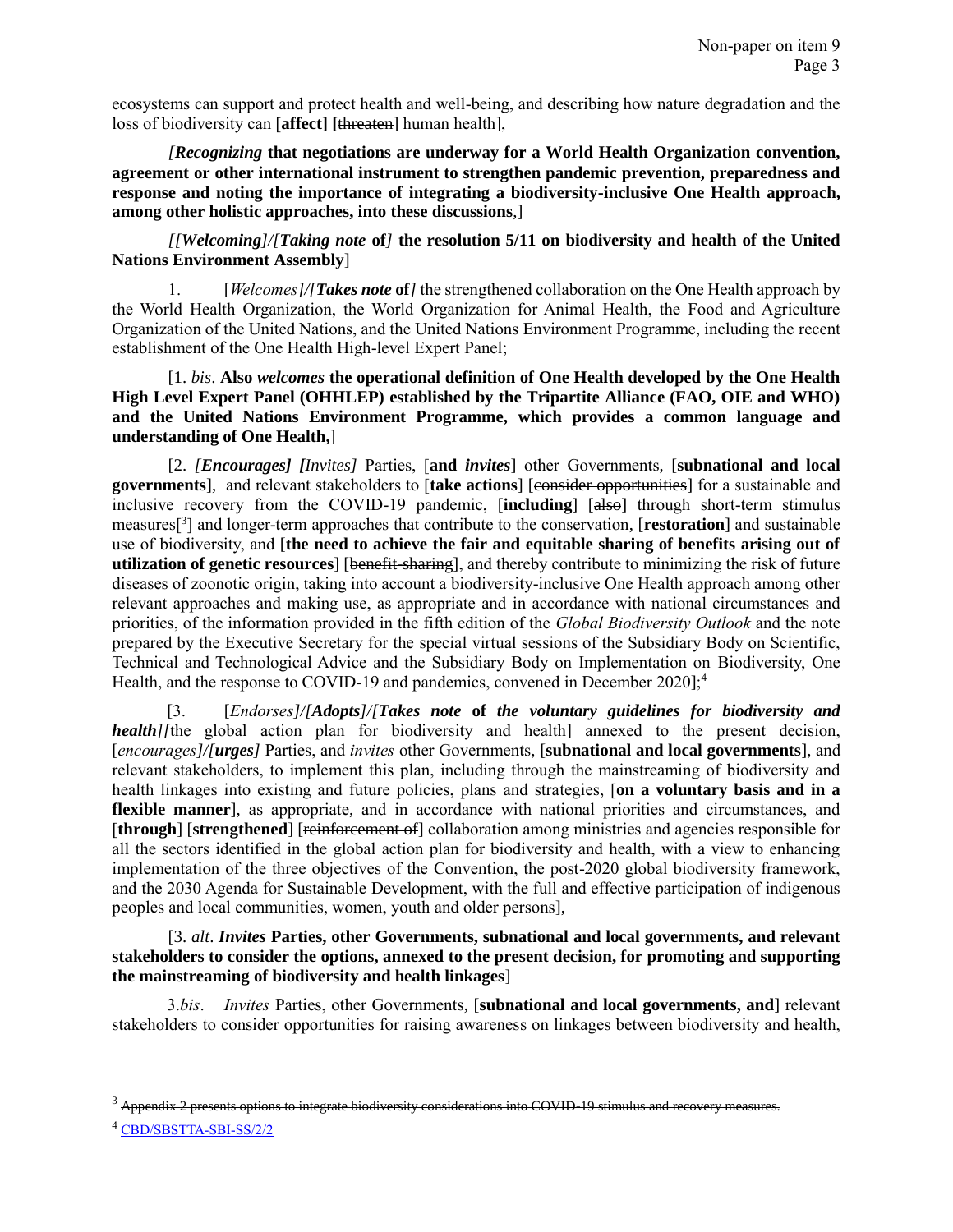ecosystems can support and protect health and well-being, and describing how nature degradation and the loss of biodiversity can [**affect] [**~~threaten~~] human health],

*[Recognizing* **that negotiations are underway for a World Health Organization convention, agreement or other international instrument to strengthen pandemic prevention, preparedness and response and noting the importance of integrating a biodiversity-inclusive One Health approach, among other holistic approaches, into these discussions**,]

*[[Welcoming]/[Taking note* **of***]* **the resolution 5/11 on biodiversity and health of the United Nations Environment Assembly**]

1. [*Welcomes]/[**Takes note*** **of***]* the strengthened collaboration on the One Health approach by the World Health Organization, the World Organization for Animal Health, the Food and Agriculture Organization of the United Nations, and the United Nations Environment Programme, including the recent establishment of the One Health High-level Expert Panel;

[1. *bis*. **Also *welcomes* the operational definition of One Health developed by the One Health High Level Expert Panel (OHHLEP) established by the Tripartite Alliance (FAO, OIE and WHO) and the United Nations Environment Programme, which provides a common language and understanding of One Health,**]

[2. *[**Encourages**] [~~Invites~~]* Parties, [**and *invites***] other Governments, [**subnational and local governments**], and relevant stakeholders to [**take actions**] [~~consider opportunities~~] for a sustainable and inclusive recovery from the COVID-19 pandemic, [**including**] [~~also~~] through short-term stimulus measures[~~3~~] and longer-term approaches that contribute to the conservation, [**restoration**] and sustainable use of biodiversity, and [**the need to achieve the fair and equitable sharing of benefits arising out of utilization of genetic resources**] [~~benefit-sharing~~], and thereby contribute to minimizing the risk of future diseases of zoonotic origin, taking into account a biodiversity-inclusive One Health approach among other relevant approaches and making use, as appropriate and in accordance with national circumstances and priorities, of the information provided in the fifth edition of the *Global Biodiversity Outlook* and the note prepared by the Executive Secretary for the special virtual sessions of the Subsidiary Body on Scientific, Technical and Technological Advice and the Subsidiary Body on Implementation on Biodiversity, One Health, and the response to COVID-19 and pandemics, convened in December 2020];[4]

[3. [*Endorses]/[**Adopts**]/[**Takes note*** **of** ***the voluntary guidelines for biodiversity and health**]/[*the global action plan for biodiversity and health] annexed to the present decision, [*encourages]/[**urges**]* Parties, and *invites* other Governments, [**subnational and local governments**], and relevant stakeholders, to implement this plan, including through the mainstreaming of biodiversity and health linkages into existing and future policies, plans and strategies, [**on a voluntary basis and in a flexible manner**], as appropriate, and in accordance with national priorities and circumstances, and [**through**] [**strengthened**] [~~reinforcement of~~] collaboration among ministries and agencies responsible for all the sectors identified in the global action plan for biodiversity and health, with a view to enhancing implementation of the three objectives of the Convention, the post-2020 global biodiversity framework, and the 2030 Agenda for Sustainable Development, with the full and effective participation of indigenous peoples and local communities, women, youth and older persons],

[3. *alt*. ***Invites*** **Parties, other Governments, subnational and local governments, and relevant stakeholders to consider the options, annexed to the present decision, for promoting and supporting the mainstreaming of biodiversity and health linkages**]

3.*bis*. *Invites* Parties, other Governments, [**subnational and local governments, and**] relevant stakeholders to consider opportunities for raising awareness on linkages between biodiversity and health,

---

[3] ~~Appendix 2 presents options to integrate biodiversity considerations into COVID-19 stimulus and recovery measures.~~

[4] CBD/SBSTTA-SBI-SS/2/2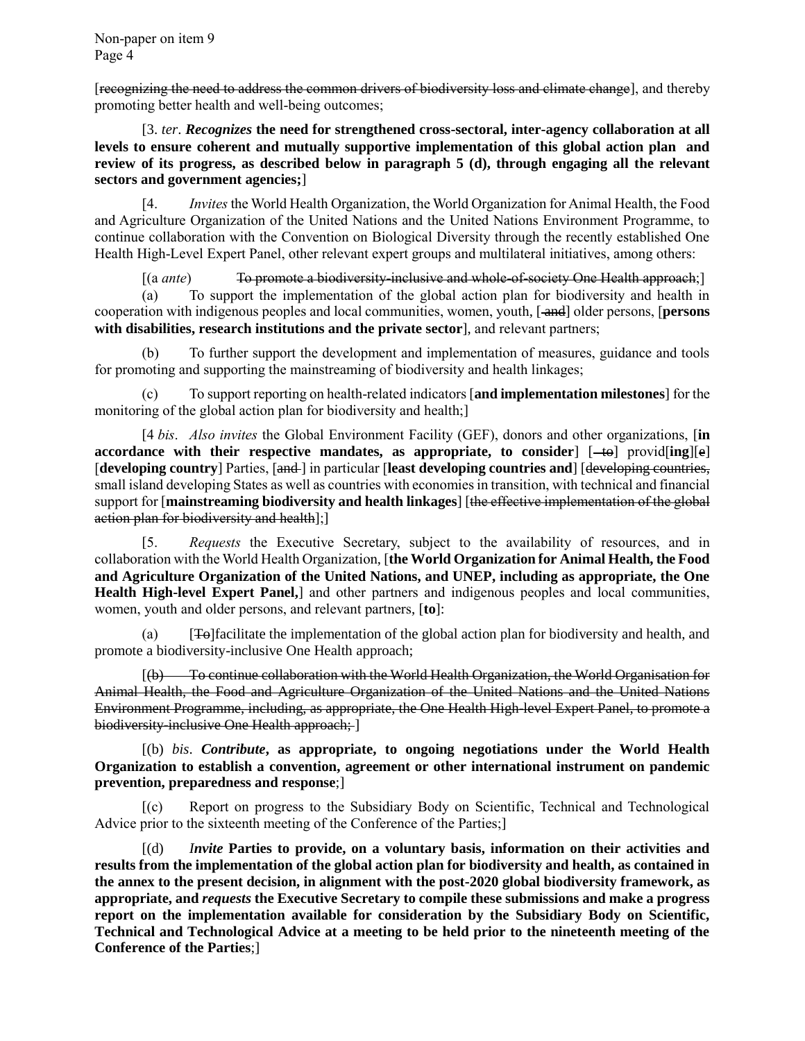[~~recognizing the need to address the common drivers of biodiversity loss and climate change~~], and thereby promoting better health and well-being outcomes;

[3. *ter*. ***Recognizes*** **the need for strengthened cross-sectoral, inter-agency collaboration at all levels to ensure coherent and mutually supportive implementation of this global action plan and review of its progress, as described below in paragraph 5 (d), through engaging all the relevant sectors and government agencies;**]

[4. *Invites* the World Health Organization, the World Organization for Animal Health, the Food and Agriculture Organization of the United Nations and the United Nations Environment Programme, to continue collaboration with the Convention on Biological Diversity through the recently established One Health High-Level Expert Panel, other relevant expert groups and multilateral initiatives, among others:

[(a *ante*) ~~To promote a biodiversity-inclusive and whole-of-society One Health approach~~;]

(a) To support the implementation of the global action plan for biodiversity and health in cooperation with indigenous peoples and local communities, women, youth, [~~and~~] older persons, [**persons with disabilities, research institutions and the private sector**], and relevant partners;

(b) To further support the development and implementation of measures, guidance and tools for promoting and supporting the mainstreaming of biodiversity and health linkages;

(c) To support reporting on health-related indicators [**and implementation milestones**] for the monitoring of the global action plan for biodiversity and health;]

[4 *bis*. *Also invites* the Global Environment Facility (GEF), donors and other organizations, [**in accordance with their respective mandates, as appropriate, to consider**] [~~to~~] provid[**ing**][~~e~~] [**developing country**] Parties, [~~and~~] in particular [**least developing countries and**] [~~developing countries,~~] small island developing States as well as countries with economies in transition, with technical and financial support for [**mainstreaming biodiversity and health linkages**] [~~the effective implementation of the global action plan for biodiversity and health~~];]

[5. *Requests* the Executive Secretary, subject to the availability of resources, and in collaboration with the World Health Organization, [**the World Organization for Animal Health, the Food and Agriculture Organization of the United Nations, and UNEP, including as appropriate, the One Health High-level Expert Panel,**] and other partners and indigenous peoples and local communities, women, youth and older persons, and relevant partners, [**to**]:

(a) [~~To~~]facilitate the implementation of the global action plan for biodiversity and health, and promote a biodiversity-inclusive One Health approach;

[~~(b) To continue collaboration with the World Health Organization, the World Organisation for Animal Health, the Food and Agriculture Organization of the United Nations and the United Nations Environment Programme, including, as appropriate, the One Health High-level Expert Panel, to promote a biodiversity-inclusive One Health approach;~~ ]

[(b) *bis*. ***Contribute*****, as appropriate, to ongoing negotiations under the World Health Organization to establish a convention, agreement or other international instrument on pandemic prevention, preparedness and response**;]

[(c) Report on progress to the Subsidiary Body on Scientific, Technical and Technological Advice prior to the sixteenth meeting of the Conference of the Parties;]

[(d) ***Invite*** **Parties to provide, on a voluntary basis, information on their activities and results from the implementation of the global action plan for biodiversity and health, as contained in the annex to the present decision, in alignment with the post-2020 global biodiversity framework, as appropriate, and *requests* the Executive Secretary to compile these submissions and make a progress report on the implementation available for consideration by the Subsidiary Body on Scientific, Technical and Technological Advice at a meeting to be held prior to the nineteenth meeting of the Conference of the Parties**;]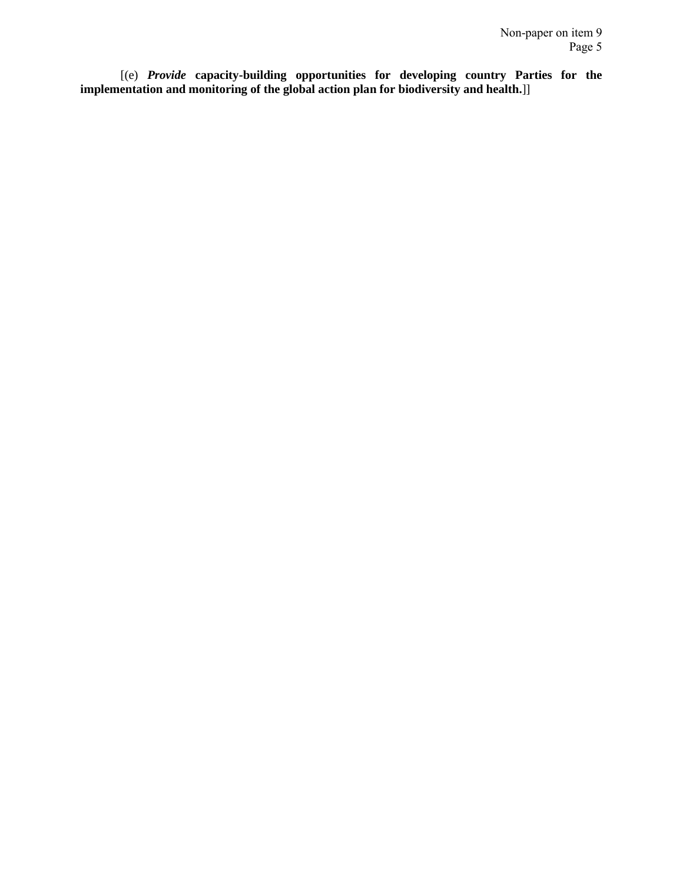[(e) ***Provide*** **capacity-building opportunities for developing country Parties for the implementation and monitoring of the global action plan for biodiversity and health.**]]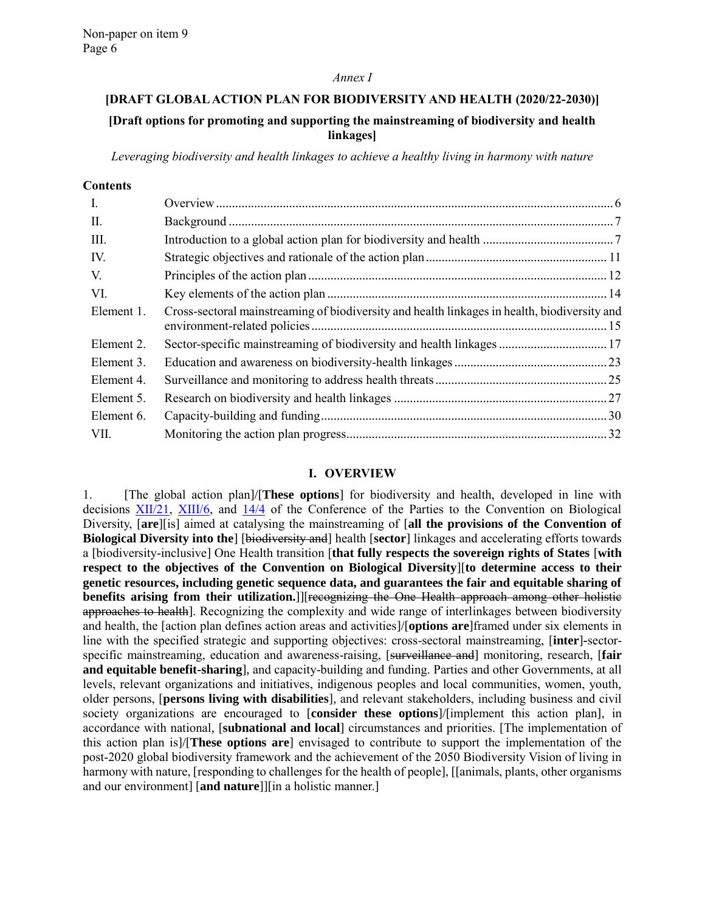*Annex I*

## [DRAFT GLOBAL ACTION PLAN FOR BIODIVERSITY AND HEALTH (2020/22-2030)]

### [Draft options for promoting and supporting the mainstreaming of biodiversity and health linkages]

*Leveraging biodiversity and health linkages to achieve a healthy living in harmony with nature*

**Contents**

| | | |
|---|---|---|
| I. | Overview | 6 |
| II. | Background | 7 |
| III. | Introduction to a global action plan for biodiversity and health | 7 |
| IV. | Strategic objectives and rationale of the action plan | 11 |
| V. | Principles of the action plan | 12 |
| VI. | Key elements of the action plan | 14 |
| Element 1. | Cross-sectoral mainstreaming of biodiversity and health linkages in health, biodiversity and environment-related policies | 15 |
| Element 2. | Sector-specific mainstreaming of biodiversity and health linkages | 17 |
| Element 3. | Education and awareness on biodiversity-health linkages | 23 |
| Element 4. | Surveillance and monitoring to address health threats | 25 |
| Element 5. | Research on biodiversity and health linkages | 27 |
| Element 6. | Capacity-building and funding | 30 |
| VII. | Monitoring the action plan progress | 32 |

## I. OVERVIEW

1. [The global action plan]/[**These options**] for biodiversity and health, developed in line with decisions XII/21, XIII/6, and 14/4 of the Conference of the Parties to the Convention on Biological Diversity, [**are**][is] aimed at catalysing the mainstreaming of [**all the provisions of the Convention of Biological Diversity into the**] [~~biodiversity and~~] health [**sector**] linkages and accelerating efforts towards a [biodiversity-inclusive] One Health transition [**that fully respects the sovereign rights of States** [**with respect to the objectives of the Convention on Biological Diversity**][**to determine access to their genetic resources, including genetic sequence data, and guarantees the fair and equitable sharing of benefits arising from their utilization.**]][~~recognizing the One Health approach among other holistic approaches to health~~]. Recognizing the complexity and wide range of interlinkages between biodiversity and health, the [action plan defines action areas and activities]/[**options are**]framed under six elements in line with the specified strategic and supporting objectives: cross-sectoral mainstreaming, [**inter**]-sector-specific mainstreaming, education and awareness-raising, [~~surveillance and~~] monitoring, research, [**fair and equitable benefit-sharing**], and capacity-building and funding. Parties and other Governments, at all levels, relevant organizations and initiatives, indigenous peoples and local communities, women, youth, older persons, [**persons living with disabilities**], and relevant stakeholders, including business and civil society organizations are encouraged to [**consider these options**]/[implement this action plan], in accordance with national, [**subnational and local**] circumstances and priorities. [The implementation of this action plan is]/[**These options are**] envisaged to contribute to support the implementation of the post-2020 global biodiversity framework and the achievement of the 2050 Biodiversity Vision of living in harmony with nature, [responding to challenges for the health of people], [[animals, plants, other organisms and our environment] [**and nature**]][in a holistic manner.]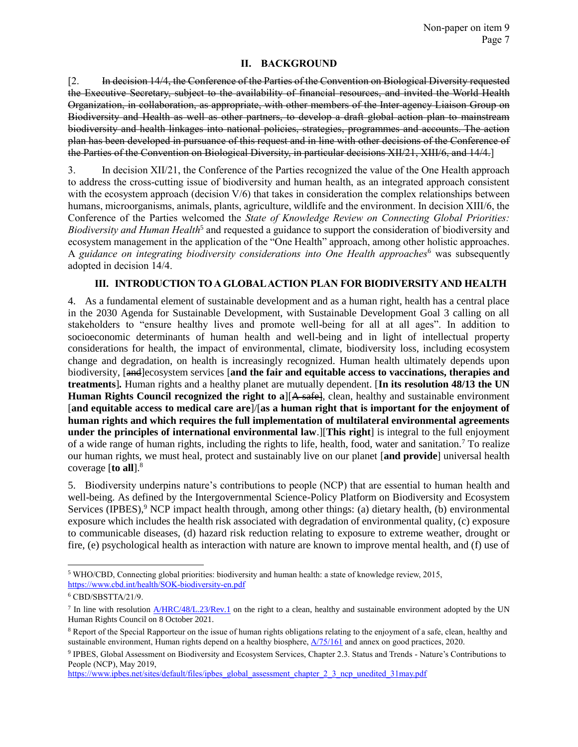## II. BACKGROUND

[2. ~~In decision 14/4, the Conference of the Parties of the Convention on Biological Diversity requested the Executive Secretary, subject to the availability of financial resources, and invited the World Health Organization, in collaboration, as appropriate, with other members of the Inter-agency Liaison Group on Biodiversity and Health as well as other partners, to develop a draft global action plan to mainstream biodiversity and health linkages into national policies, strategies, programmes and accounts. The action plan has been developed in pursuance of this request and in line with other decisions of the Conference of the Parties of the Convention on Biological Diversity, in particular decisions XII/21, XIII/6, and 14/4.~~]

3. In decision XII/21, the Conference of the Parties recognized the value of the One Health approach to address the cross-cutting issue of biodiversity and human health, as an integrated approach consistent with the ecosystem approach (decision V/6) that takes in consideration the complex relationships between humans, microorganisms, animals, plants, agriculture, wildlife and the environment. In decision XIII/6, the Conference of the Parties welcomed the *State of Knowledge Review on Connecting Global Priorities: Biodiversity and Human Health*[5] and requested a guidance to support the consideration of biodiversity and ecosystem management in the application of the "One Health" approach, among other holistic approaches. A *guidance on integrating biodiversity considerations into One Health approaches*[6] was subsequently adopted in decision 14/4.

## III. INTRODUCTION TO A GLOBAL ACTION PLAN FOR BIODIVERSITY AND HEALTH

4. As a fundamental element of sustainable development and as a human right, health has a central place in the 2030 Agenda for Sustainable Development, with Sustainable Development Goal 3 calling on all stakeholders to "ensure healthy lives and promote well-being for all at all ages". In addition to socioeconomic determinants of human health and well-being and in light of intellectual property considerations for health, the impact of environmental, climate, biodiversity loss, including ecosystem change and degradation, on health is increasingly recognized. Human health ultimately depends upon biodiversity, [~~and~~]ecosystem services [**and the fair and equitable access to vaccinations, therapies and treatments**]. Human rights and a healthy planet are mutually dependent. [**In its resolution 48/13 the UN Human Rights Council recognized the right to a**][~~A safe~~], clean, healthy and sustainable environment [**and equitable access to medical care are**]/[**as a human right that is important for the enjoyment of human rights and which requires the full implementation of multilateral environmental agreements under the principles of international environmental law**.][**This right**] is integral to the full enjoyment of a wide range of human rights, including the rights to life, health, food, water and sanitation.[7] To realize our human rights, we must heal, protect and sustainably live on our planet [**and provide**] universal health coverage [**to all**].[8]

5. Biodiversity underpins nature's contributions to people (NCP) that are essential to human health and well-being. As defined by the Intergovernmental Science-Policy Platform on Biodiversity and Ecosystem Services (IPBES),[9] NCP impact health through, among other things: (a) dietary health, (b) environmental exposure which includes the health risk associated with degradation of environmental quality, (c) exposure to communicable diseases, (d) hazard risk reduction relating to exposure to extreme weather, drought or fire, (e) psychological health as interaction with nature are known to improve mental health, and (f) use of

---

[5] WHO/CBD, Connecting global priorities: biodiversity and human health: a state of knowledge review, 2015, https://www.cbd.int/health/SOK-biodiversity-en.pdf

[6] CBD/SBSTTA/21/9.

[7] In line with resolution A/HRC/48/L.23/Rev.1 on the right to a clean, healthy and sustainable environment adopted by the UN Human Rights Council on 8 October 2021.

[8] Report of the Special Rapporteur on the issue of human rights obligations relating to the enjoyment of a safe, clean, healthy and sustainable environment, Human rights depend on a healthy biosphere, A/75/161 and annex on good practices, 2020.

[9] IPBES, Global Assessment on Biodiversity and Ecosystem Services, Chapter 2.3. Status and Trends - Nature's Contributions to People (NCP), May 2019, https://www.ipbes.net/sites/default/files/ipbes_global_assessment_chapter_2_3_ncp_unedited_31may.pdf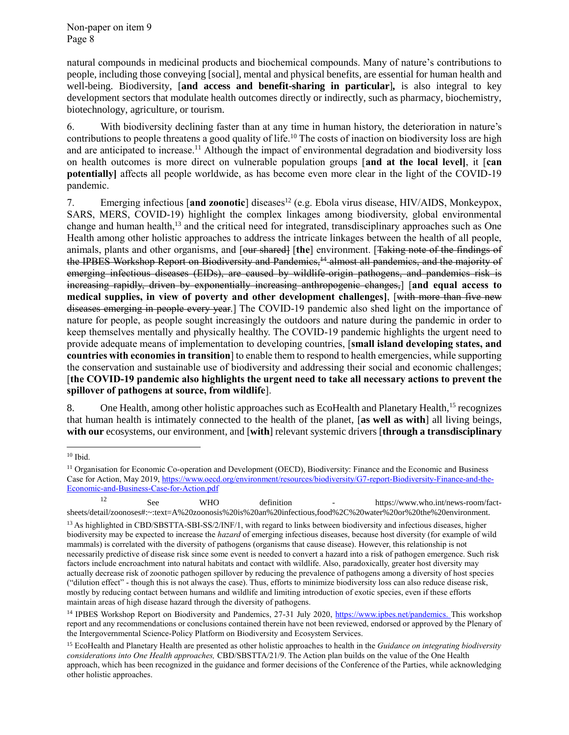natural compounds in medicinal products and biochemical compounds. Many of nature's contributions to people, including those conveying [social], mental and physical benefits, are essential for human health and well-being. Biodiversity, [**and access and benefit-sharing in particular**]**,** is also integral to key development sectors that modulate health outcomes directly or indirectly, such as pharmacy, biochemistry, biotechnology, agriculture, or tourism.

6. With biodiversity declining faster than at any time in human history, the deterioration in nature's contributions to people threatens a good quality of life.[10] The costs of inaction on biodiversity loss are high and are anticipated to increase.[11] Although the impact of environmental degradation and biodiversity loss on health outcomes is more direct on vulnerable population groups [**and at the local level**], it [**can potentially**] affects all people worldwide, as has become even more clear in the light of the COVID-19 pandemic.

7. Emerging infectious [**and zoonotic**] diseases[12] (e.g. Ebola virus disease, HIV/AIDS, Monkeypox, SARS, MERS, COVID-19) highlight the complex linkages among biodiversity, global environmental change and human health,[13] and the critical need for integrated, transdisciplinary approaches such as One Health among other holistic approaches to address the intricate linkages between the health of all people, animals, plants and other organisms, and [~~our shared~~] [**the**] environment. [~~Taking note of the findings of the IPBES Workshop Report on Biodiversity and Pandemics,[14] almost all pandemics, and the majority of emerging infectious diseases (EIDs), are caused by wildlife-origin pathogens, and pandemics risk is increasing rapidly, driven by exponentially increasing anthropogenic changes,~~] [**and equal access to medical supplies, in view of poverty and other development challenges**], [~~with more than five new diseases emerging in people every year.~~] The COVID-19 pandemic also shed light on the importance of nature for people, as people sought increasingly the outdoors and nature during the pandemic in order to keep themselves mentally and physically healthy. The COVID-19 pandemic highlights the urgent need to provide adequate means of implementation to developing countries, [**small island developing states, and countries with economies in transition**] to enable them to respond to health emergencies, while supporting the conservation and sustainable use of biodiversity and addressing their social and economic challenges; [**the COVID-19 pandemic also highlights the urgent need to take all necessary actions to prevent the spillover of pathogens at source, from wildlife**].

8. One Health, among other holistic approaches such as EcoHealth and Planetary Health,[15] recognizes that human health is intimately connected to the health of the planet, [**as well as with**] all living beings, **with our** ecosystems, our environment, and [**with**] relevant systemic drivers [**through a transdisciplinary**

---

[10] Ibid.

[11] Organisation for Economic Co-operation and Development (OECD), Biodiversity: Finance and the Economic and Business Case for Action, May 2019, https://www.oecd.org/environment/resources/biodiversity/G7-report-Biodiversity-Finance-and-the-Economic-and-Business-Case-for-Action.pdf

[12] See WHO definition - https://www.who.int/news-room/fact-sheets/detail/zoonoses#:~:text=A%20zoonosis%20is%20an%20infectious,food%2C%20water%20or%20the%20environment.

[13] As highlighted in CBD/SBSTTA-SBI-SS/2/INF/1, with regard to links between biodiversity and infectious diseases, higher biodiversity may be expected to increase the *hazard* of emerging infectious diseases, because host diversity (for example of wild mammals) is correlated with the diversity of pathogens (organisms that cause disease). However, this relationship is not necessarily predictive of disease risk since some event is needed to convert a hazard into a risk of pathogen emergence. Such risk factors include encroachment into natural habitats and contact with wildlife. Also, paradoxically, greater host diversity may actually decrease risk of zoonotic pathogen spillover by reducing the prevalence of pathogens among a diversity of host species ("dilution effect" - though this is not always the case). Thus, efforts to minimize biodiversity loss can also reduce disease risk, mostly by reducing contact between humans and wildlife and limiting introduction of exotic species, even if these efforts maintain areas of high disease hazard through the diversity of pathogens.

[14] IPBES Workshop Report on Biodiversity and Pandemics, 27-31 July 2020, https://www.ipbes.net/pandemics. This workshop report and any recommendations or conclusions contained therein have not been reviewed, endorsed or approved by the Plenary of the Intergovernmental Science-Policy Platform on Biodiversity and Ecosystem Services.

[15] EcoHealth and Planetary Health are presented as other holistic approaches to health in the *Guidance on integrating biodiversity considerations into One Health approaches,* CBD/SBSTTA/21/9. The Action plan builds on the value of the One Health approach, which has been recognized in the guidance and former decisions of the Conference of the Parties, while acknowledging other holistic approaches.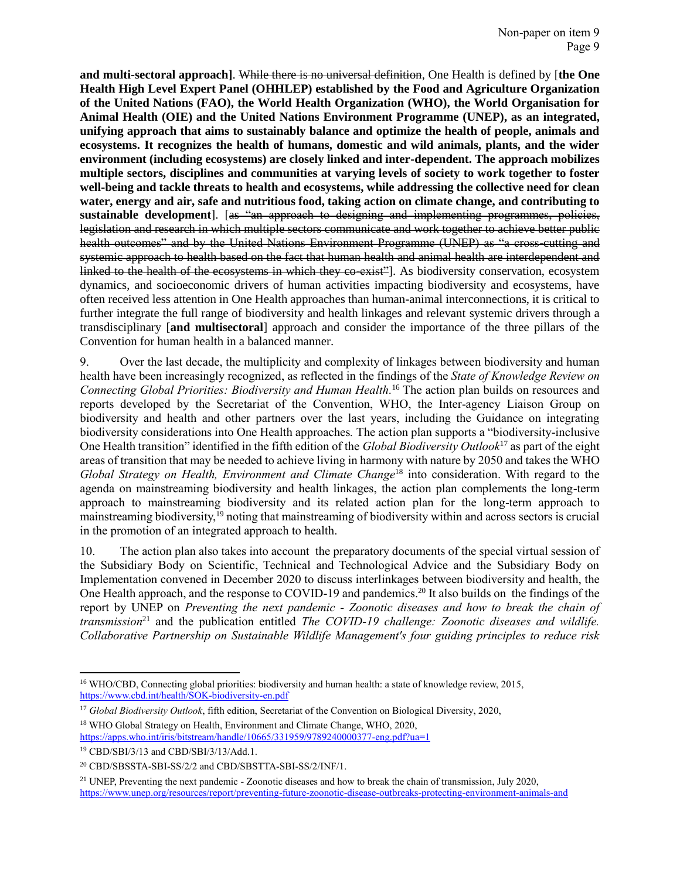**and multi-sectoral approach]**. ~~While there is no universal definition~~, One Health is defined by [**the One Health High Level Expert Panel (OHHLEP) established by the Food and Agriculture Organization of the United Nations (FAO), the World Health Organization (WHO), the World Organisation for Animal Health (OIE) and the United Nations Environment Programme (UNEP), as an integrated, unifying approach that aims to sustainably balance and optimize the health of people, animals and ecosystems. It recognizes the health of humans, domestic and wild animals, plants, and the wider environment (including ecosystems) are closely linked and inter-dependent. The approach mobilizes multiple sectors, disciplines and communities at varying levels of society to work together to foster well-being and tackle threats to health and ecosystems, while addressing the collective need for clean water, energy and air, safe and nutritious food, taking action on climate change, and contributing to sustainable development**]. [~~as "an approach to designing and implementing programmes, policies, legislation and research in which multiple sectors communicate and work together to achieve better public health outcomes" and by the United Nations Environment Programme (UNEP) as "a cross-cutting and systemic approach to health based on the fact that human health and animal health are interdependent and linked to the health of the ecosystems in which they co-exist"~~]. As biodiversity conservation, ecosystem dynamics, and socioeconomic drivers of human activities impacting biodiversity and ecosystems, have often received less attention in One Health approaches than human-animal interconnections, it is critical to further integrate the full range of biodiversity and health linkages and relevant systemic drivers through a transdisciplinary [**and multisectoral**] approach and consider the importance of the three pillars of the Convention for human health in a balanced manner.

9. Over the last decade, the multiplicity and complexity of linkages between biodiversity and human health have been increasingly recognized, as reflected in the findings of the *State of Knowledge Review on Connecting Global Priorities: Biodiversity and Human Health.*[16] The action plan builds on resources and reports developed by the Secretariat of the Convention, WHO, the Inter-agency Liaison Group on biodiversity and health and other partners over the last years, including the Guidance on integrating biodiversity considerations into One Health approaches*.* The action plan supports a "biodiversity-inclusive One Health transition" identified in the fifth edition of the *Global Biodiversity Outlook*[17] as part of the eight areas of transition that may be needed to achieve living in harmony with nature by 2050 and takes the WHO *Global Strategy on Health, Environment and Climate Change*[18] into consideration. With regard to the agenda on mainstreaming biodiversity and health linkages, the action plan complements the long-term approach to mainstreaming biodiversity and its related action plan for the long-term approach to mainstreaming biodiversity,[19] noting that mainstreaming of biodiversity within and across sectors is crucial in the promotion of an integrated approach to health.

10. The action plan also takes into account the preparatory documents of the special virtual session of the Subsidiary Body on Scientific, Technical and Technological Advice and the Subsidiary Body on Implementation convened in December 2020 to discuss interlinkages between biodiversity and health, the One Health approach, and the response to COVID-19 and pandemics.[20] It also builds on the findings of the report by UNEP on *Preventing the next pandemic - Zoonotic diseases and how to break the chain of transmission*[21] and the publication entitled *The COVID-19 challenge: Zoonotic diseases and wildlife. Collaborative Partnership on Sustainable Wildlife Management's four guiding principles to reduce risk*

---

[16] WHO/CBD, Connecting global priorities: biodiversity and human health: a state of knowledge review, 2015, https://www.cbd.int/health/SOK-biodiversity-en.pdf

[17] *Global Biodiversity Outlook*, fifth edition, Secretariat of the Convention on Biological Diversity, 2020,

[18] WHO Global Strategy on Health, Environment and Climate Change, WHO, 2020, https://apps.who.int/iris/bitstream/handle/10665/331959/9789240000377-eng.pdf?ua=1

[19] CBD/SBI/3/13 and CBD/SBI/3/13/Add.1.

[20] CBD/SBSSTA-SBI-SS/2/2 and CBD/SBSTTA-SBI-SS/2/INF/1.

[21] UNEP, Preventing the next pandemic - Zoonotic diseases and how to break the chain of transmission, July 2020, https://www.unep.org/resources/report/preventing-future-zoonotic-disease-outbreaks-protecting-environment-animals-and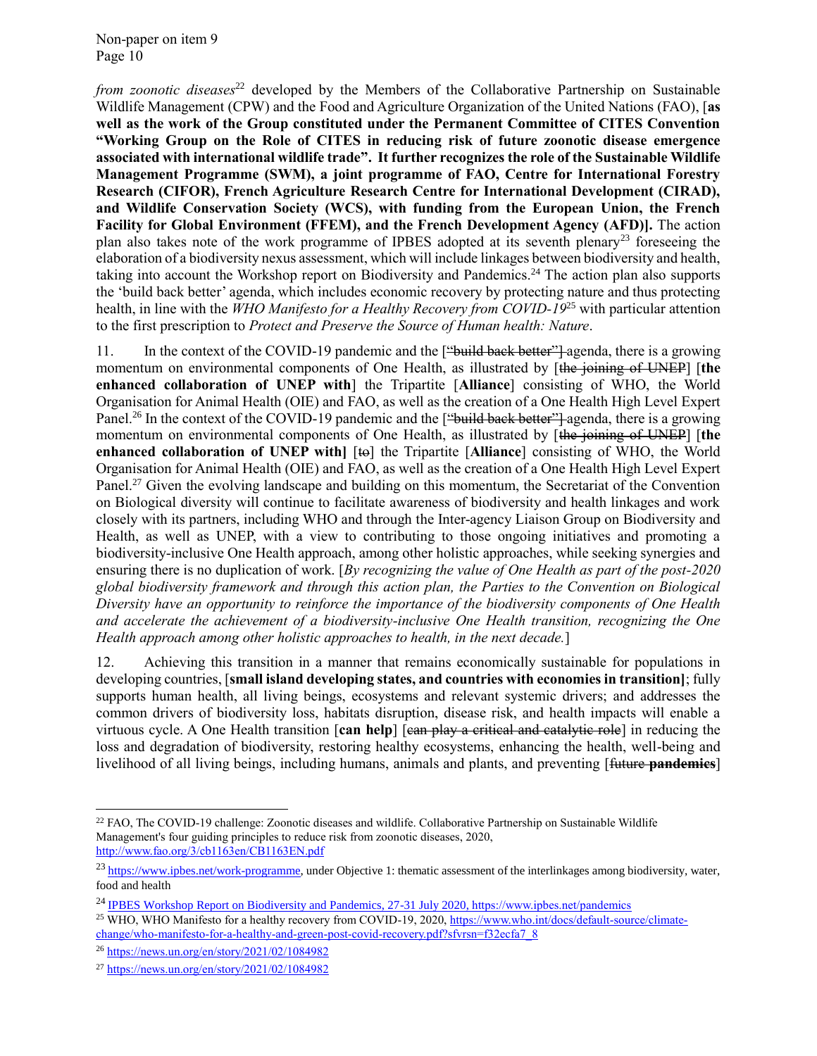*from zoonotic diseases*[22] developed by the Members of the Collaborative Partnership on Sustainable Wildlife Management (CPW) and the Food and Agriculture Organization of the United Nations (FAO), [**as well as the work of the Group constituted under the Permanent Committee of CITES Convention "Working Group on the Role of CITES in reducing risk of future zoonotic disease emergence associated with international wildlife trade". It further recognizes the role of the Sustainable Wildlife Management Programme (SWM), a joint programme of FAO, Centre for International Forestry Research (CIFOR), French Agriculture Research Centre for International Development (CIRAD), and Wildlife Conservation Society (WCS), with funding from the European Union, the French Facility for Global Environment (FFEM), and the French Development Agency (AFD)].** The action plan also takes note of the work programme of IPBES adopted at its seventh plenary[23] foreseeing the elaboration of a biodiversity nexus assessment, which will include linkages between biodiversity and health, taking into account the Workshop report on Biodiversity and Pandemics.[24] The action plan also supports the 'build back better' agenda, which includes economic recovery by protecting nature and thus protecting health, in line with the *WHO Manifesto for a Healthy Recovery from COVID-19*[25] with particular attention to the first prescription to *Protect and Preserve the Source of Human health: Nature*.

11. In the context of the COVID-19 pandemic and the [~~"build back better"]~~ agenda, there is a growing momentum on environmental components of One Health, as illustrated by [~~the joining of UNEP~~] [**the enhanced collaboration of UNEP with**] the Tripartite [**Alliance**] consisting of WHO, the World Organisation for Animal Health (OIE) and FAO, as well as the creation of a One Health High Level Expert Panel.[26] In the context of the COVID-19 pandemic and the [~~"build back better"]~~ agenda, there is a growing momentum on environmental components of One Health, as illustrated by [~~the joining of UNEP~~] [**the enhanced collaboration of UNEP with]** [~~to~~] the Tripartite [**Alliance**] consisting of WHO, the World Organisation for Animal Health (OIE) and FAO, as well as the creation of a One Health High Level Expert Panel.[27] Given the evolving landscape and building on this momentum, the Secretariat of the Convention on Biological diversity will continue to facilitate awareness of biodiversity and health linkages and work closely with its partners, including WHO and through the Inter-agency Liaison Group on Biodiversity and Health, as well as UNEP, with a view to contributing to those ongoing initiatives and promoting a biodiversity-inclusive One Health approach, among other holistic approaches, while seeking synergies and ensuring there is no duplication of work. [*By recognizing the value of One Health as part of the post-2020 global biodiversity framework and through this action plan, the Parties to the Convention on Biological Diversity have an opportunity to reinforce the importance of the biodiversity components of One Health and accelerate the achievement of a biodiversity-inclusive One Health transition, recognizing the One Health approach among other holistic approaches to health, in the next decade.*]

12. Achieving this transition in a manner that remains economically sustainable for populations in developing countries, [**small island developing states, and countries with economies in transition]**; fully supports human health, all living beings, ecosystems and relevant systemic drivers; and addresses the common drivers of biodiversity loss, habitats disruption, disease risk, and health impacts will enable a virtuous cycle. A One Health transition [**can help**] [~~can play a critical and catalytic role~~] in reducing the loss and degradation of biodiversity, restoring healthy ecosystems, enhancing the health, well-being and livelihood of all living beings, including humans, animals and plants, and preventing [~~future~~ ~~**pandemics**~~]

---

[22] FAO, The COVID-19 challenge: Zoonotic diseases and wildlife. Collaborative Partnership on Sustainable Wildlife Management's four guiding principles to reduce risk from zoonotic diseases, 2020, http://www.fao.org/3/cb1163en/CB1163EN.pdf

[23] https://www.ipbes.net/work-programme, under Objective 1: thematic assessment of the interlinkages among biodiversity, water, food and health

[24] IPBES Workshop Report on Biodiversity and Pandemics, 27-31 July 2020, https://www.ipbes.net/pandemics

[25] WHO, WHO Manifesto for a healthy recovery from COVID-19, 2020, https://www.who.int/docs/default-source/climate-change/who-manifesto-for-a-healthy-and-green-post-covid-recovery.pdf?sfvrsn=f32ecfa7_8

[26] https://news.un.org/en/story/2021/02/1084982

[27] https://news.un.org/en/story/2021/02/1084982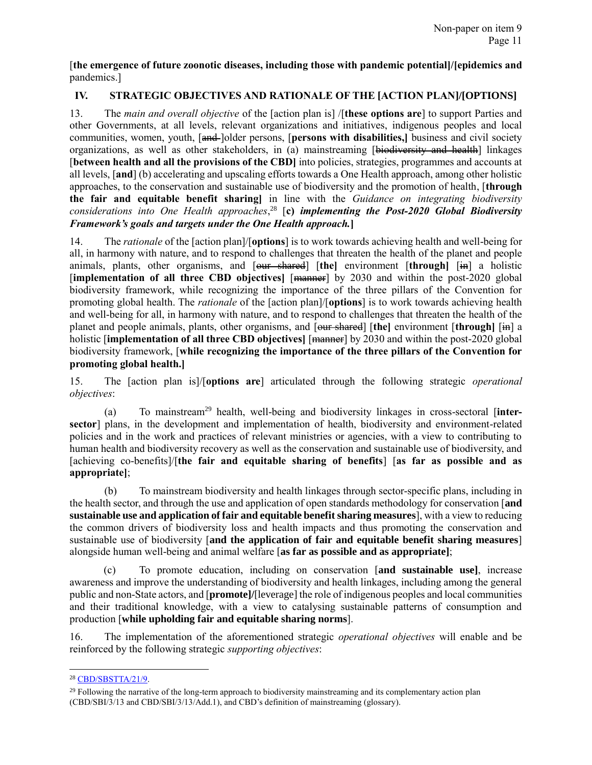[**the emergence of future zoonotic diseases, including those with pandemic potential]/[epidemics and** pandemics.]

## IV. STRATEGIC OBJECTIVES AND RATIONALE OF THE [ACTION PLAN]/[OPTIONS]

13. The *main and overall objective* of the [action plan is] /[**these options are**] to support Parties and other Governments, at all levels, relevant organizations and initiatives, indigenous peoples and local communities, women, youth, [~~and~~ ]older persons, [**persons with disabilities,]** business and civil society organizations, as well as other stakeholders, in (a) mainstreaming [~~biodiversity and health~~] linkages [**between health and all the provisions of the CBD]** into policies, strategies, programmes and accounts at all levels, [**and**] (b) accelerating and upscaling efforts towards a One Health approach, among other holistic approaches, to the conservation and sustainable use of biodiversity and the promotion of health, [**through the fair and equitable benefit sharing]** in line with the *Guidance on integrating biodiversity considerations into One Health approaches*,[28] [**c)** ***implementing the Post-2020 Global Biodiversity Framework's goals and targets under the One Health approach.*****]**

14. The *rationale* of the [action plan]/[**options**] is to work towards achieving health and well-being for all, in harmony with nature, and to respond to challenges that threaten the health of the planet and people animals, plants, other organisms, and [~~our shared~~] [**the]** environment [**through]** [~~in~~] a holistic [**implementation of all three CBD objectives]** [~~manner~~] by 2030 and within the post-2020 global biodiversity framework, while recognizing the importance of the three pillars of the Convention for promoting global health. The *rationale* of the [action plan]/[**options**] is to work towards achieving health and well-being for all, in harmony with nature, and to respond to challenges that threaten the health of the planet and people animals, plants, other organisms, and [~~our shared~~] [**the]** environment [**through]** [~~in~~] a holistic [**implementation of all three CBD objectives]** [~~manner~~] by 2030 and within the post-2020 global biodiversity framework, [**while recognizing the importance of the three pillars of the Convention for promoting global health.]**

15. The [action plan is]/[**options are**] articulated through the following strategic *operational objectives*:

(a) To mainstream[29] health, well-being and biodiversity linkages in cross-sectoral [**inter-sector**] plans, in the development and implementation of health, biodiversity and environment-related policies and in the work and practices of relevant ministries or agencies, with a view to contributing to human health and biodiversity recovery as well as the conservation and sustainable use of biodiversity, and [achieving co-benefits]/[**the fair and equitable sharing of benefits**] [**as far as possible and as appropriate]**;

(b) To mainstream biodiversity and health linkages through sector-specific plans, including in the health sector, and through the use and application of open standards methodology for conservation [**and sustainable use and application of fair and equitable benefit sharing measures**], with a view to reducing the common drivers of biodiversity loss and health impacts and thus promoting the conservation and sustainable use of biodiversity [**and the application of fair and equitable benefit sharing measures**] alongside human well-being and animal welfare [**as far as possible and as appropriate]**;

(c) To promote education, including on conservation [**and sustainable use]**, increase awareness and improve the understanding of biodiversity and health linkages, including among the general public and non-State actors, and [**promote]/**[leverage] the role of indigenous peoples and local communities and their traditional knowledge, with a view to catalysing sustainable patterns of consumption and production [**while upholding fair and equitable sharing norms**].

16. The implementation of the aforementioned strategic *operational objectives* will enable and be reinforced by the following strategic *supporting objectives*:

---

[28] CBD/SBSTTA/21/9.

[29] Following the narrative of the long-term approach to biodiversity mainstreaming and its complementary action plan (CBD/SBI/3/13 and CBD/SBI/3/13/Add.1), and CBD's definition of mainstreaming (glossary).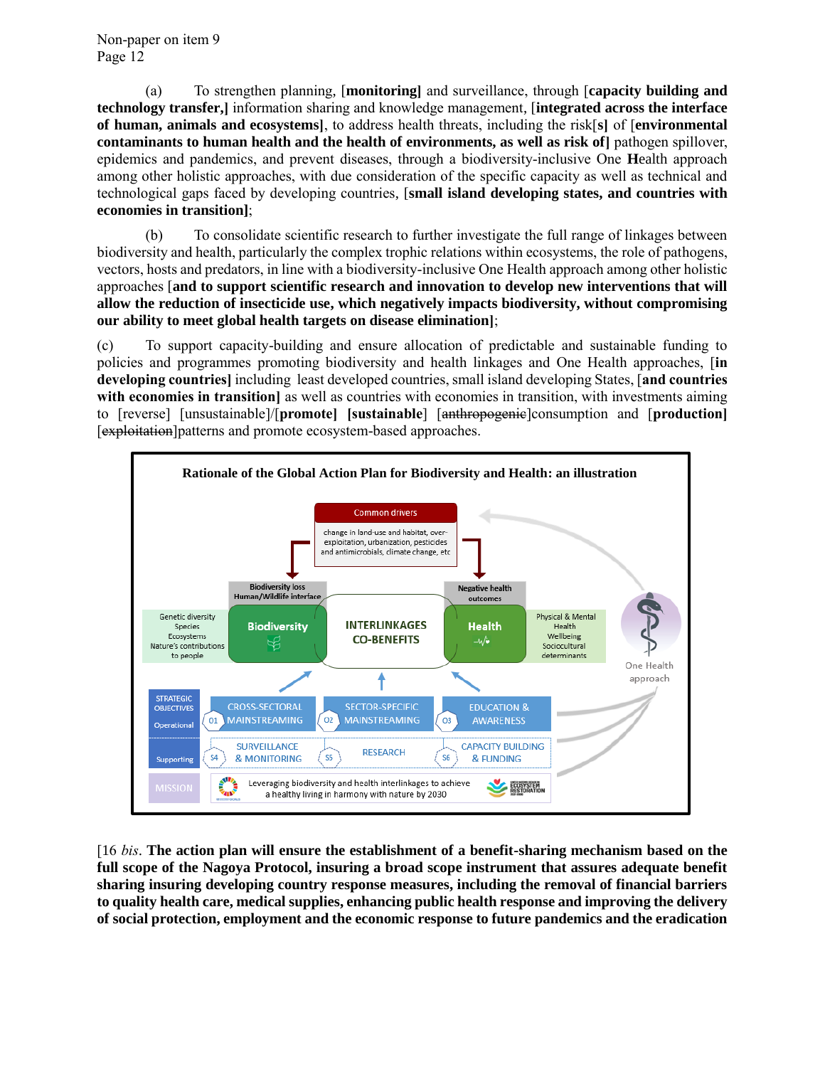(a) To strengthen planning, [**monitoring]** and surveillance, through [**capacity building and technology transfer,]** information sharing and knowledge management, [**integrated across the interface of human, animals and ecosystems]**, to address health threats, including the risk[**s]** of [**environmental contaminants to human health and the health of environments, as well as risk of]** pathogen spillover, epidemics and pandemics, and prevent diseases, through a biodiversity-inclusive One **H**ealth approach among other holistic approaches, with due consideration of the specific capacity as well as technical and technological gaps faced by developing countries, [**small island developing states, and countries with economies in transition]**;

(b) To consolidate scientific research to further investigate the full range of linkages between biodiversity and health, particularly the complex trophic relations within ecosystems, the role of pathogens, vectors, hosts and predators, in line with a biodiversity-inclusive One Health approach among other holistic approaches [**and to support scientific research and innovation to develop new interventions that will allow the reduction of insecticide use, which negatively impacts biodiversity, without compromising our ability to meet global health targets on disease elimination]**;

(c) To support capacity-building and ensure allocation of predictable and sustainable funding to policies and programmes promoting biodiversity and health linkages and One Health approaches, [**in developing countries]** including least developed countries, small island developing States, [**and countries with economies in transition]** as well as countries with economies in transition, with investments aiming to [reverse] [unsustainable]/[**promote]** [**sustainable**] [~~anthropogenic~~]consumption and [**production]** [~~exploitation~~]patterns and promote ecosystem-based approaches.

**Rationale of the Global Action Plan for Biodiversity and Health: an illustration**

| | | | | |
|---|---|---|---|---|
| | | Common drivers: change in land-use and habitat, over-exploitation, urbanization, pesticides and antimicrobials, climate change, etc | | |
| Genetic diversity, Species, Ecosystems, Nature's contributions to people | Biodiversity (Biodiversity loss; Human/Wildlife interface) | INTERLINKAGES CO-BENEFITS | Health (Negative health outcomes) | Physical & Mental Health, Wellbeing, Sociocultural determinants |

One Health approach

| | | | |
|---|---|---|---|
| STRATEGIC OBJECTIVES – Operational | O1 CROSS-SECTORAL MAINSTREAMING | O2 SECTOR-SPECIFIC MAINSTREAMING | O3 EDUCATION & AWARENESS |
| Supporting | S4 SURVEILLANCE & MONITORING | S5 RESEARCH | S6 CAPACITY BUILDING & FUNDING |
| MISSION | Leveraging biodiversity and health interlinkages to achieve a healthy living in harmony with nature by 2030 | | |

[16 *bis*. **The action plan will ensure the establishment of a benefit-sharing mechanism based on the full scope of the Nagoya Protocol, insuring a broad scope instrument that assures adequate benefit sharing insuring developing country response measures, including the removal of financial barriers to quality health care, medical supplies, enhancing public health response and improving the delivery of social protection, employment and the economic response to future pandemics and the eradication**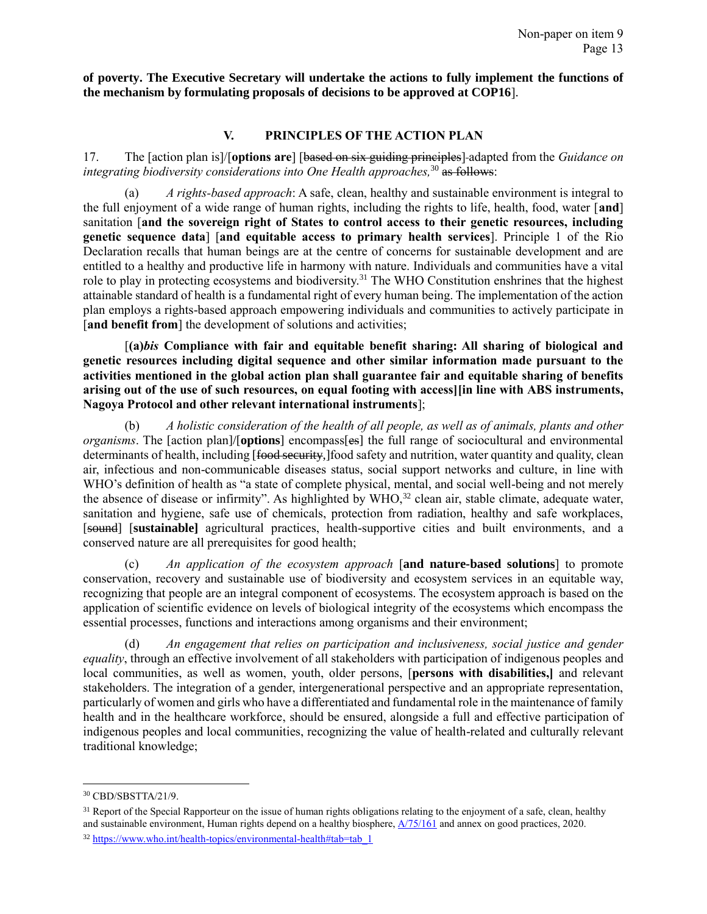**of poverty. The Executive Secretary will undertake the actions to fully implement the functions of the mechanism by formulating proposals of decisions to be approved at COP16**].

## V. PRINCIPLES OF THE ACTION PLAN

17. The [action plan is]/[**options are**] [~~based on six guiding principles~~] adapted from the *Guidance on integrating biodiversity considerations into One Health approaches,*[30] ~~as follows~~:

(a) *A rights-based approach*: A safe, clean, healthy and sustainable environment is integral to the full enjoyment of a wide range of human rights, including the rights to life, health, food, water [**and**] sanitation [**and the sovereign right of States to control access to their genetic resources, including genetic sequence data**] [**and equitable access to primary health services**]. Principle 1 of the Rio Declaration recalls that human beings are at the centre of concerns for sustainable development and are entitled to a healthy and productive life in harmony with nature. Individuals and communities have a vital role to play in protecting ecosystems and biodiversity.[31] The WHO Constitution enshrines that the highest attainable standard of health is a fundamental right of every human being. The implementation of the action plan employs a rights-based approach empowering individuals and communities to actively participate in [**and benefit from**] the development of solutions and activities;

[**(a)*bis* Compliance with fair and equitable benefit sharing: All sharing of biological and genetic resources including digital sequence and other similar information made pursuant to the activities mentioned in the global action plan shall guarantee fair and equitable sharing of benefits arising out of the use of such resources, on equal footing with access][in line with ABS instruments, Nagoya Protocol and other relevant international instruments**];

(b) *A holistic consideration of the health of all people, as well as of animals, plants and other organisms*. The [action plan]/[**options**] encompass[~~es~~] the full range of sociocultural and environmental determinants of health, including [~~food security,~~]food safety and nutrition, water quantity and quality, clean air, infectious and non-communicable diseases status, social support networks and culture, in line with WHO's definition of health as "a state of complete physical, mental, and social well-being and not merely the absence of disease or infirmity". As highlighted by WHO,[32] clean air, stable climate, adequate water, sanitation and hygiene, safe use of chemicals, protection from radiation, healthy and safe workplaces, [~~sound~~] [**sustainable]** agricultural practices, health-supportive cities and built environments, and a conserved nature are all prerequisites for good health;

(c) *An application of the ecosystem approach* [**and nature-based solutions**] to promote conservation, recovery and sustainable use of biodiversity and ecosystem services in an equitable way, recognizing that people are an integral component of ecosystems. The ecosystem approach is based on the application of scientific evidence on levels of biological integrity of the ecosystems which encompass the essential processes, functions and interactions among organisms and their environment;

(d) *An engagement that relies on participation and inclusiveness, social justice and gender equality*, through an effective involvement of all stakeholders with participation of indigenous peoples and local communities, as well as women, youth, older persons, [**persons with disabilities,]** and relevant stakeholders. The integration of a gender, intergenerational perspective and an appropriate representation, particularly of women and girls who have a differentiated and fundamental role in the maintenance of family health and in the healthcare workforce, should be ensured, alongside a full and effective participation of indigenous peoples and local communities, recognizing the value of health-related and culturally relevant traditional knowledge;

---

[30] CBD/SBSTTA/21/9.

[31] Report of the Special Rapporteur on the issue of human rights obligations relating to the enjoyment of a safe, clean, healthy and sustainable environment, Human rights depend on a healthy biosphere, A/75/161 and annex on good practices, 2020.

[32] https://www.who.int/health-topics/environmental-health#tab=tab_1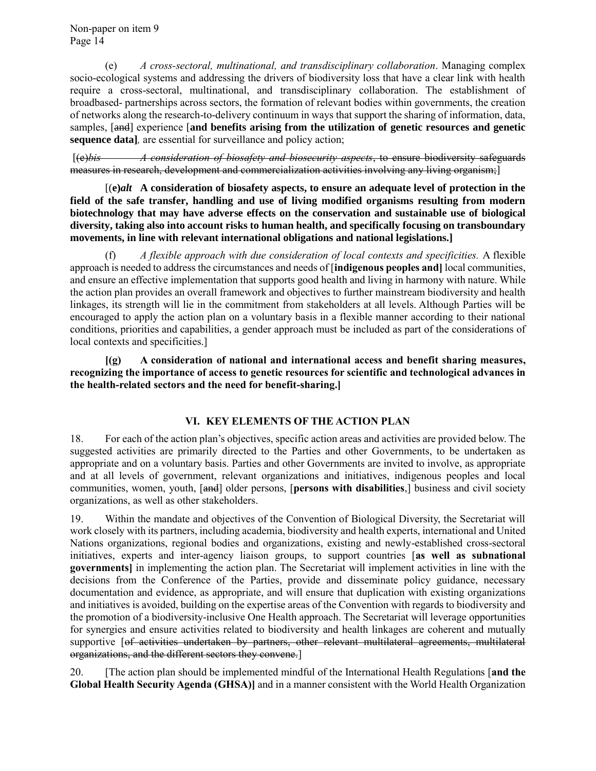(e) *A cross-sectoral, multinational, and transdisciplinary collaboration*. Managing complex socio-ecological systems and addressing the drivers of biodiversity loss that have a clear link with health require a cross-sectoral, multinational, and transdisciplinary collaboration. The establishment of broadbased- partnerships across sectors, the formation of relevant bodies within governments, the creation of networks along the research-to-delivery continuum in ways that support the sharing of information, data, samples, [~~and~~] experience [**and benefits arising from the utilization of genetic resources and genetic sequence data]**, are essential for surveillance and policy action;

[~~(e)*bis* *A consideration of biosafety and biosecurity aspects*, to ensure biodiversity safeguards measures in research, development and commercialization activities involving any living organism;~~]

[(**e)*alt*** **A consideration of biosafety aspects, to ensure an adequate level of protection in the field of the safe transfer, handling and use of living modified organisms resulting from modern biotechnology that may have adverse effects on the conservation and sustainable use of biological diversity, taking also into account risks to human health, and specifically focusing on transboundary movements, in line with relevant international obligations and national legislations.]**

(f) *A flexible approach with due consideration of local contexts and specificities.* A flexible approach is needed to address the circumstances and needs of [**indigenous peoples and]** local communities, and ensure an effective implementation that supports good health and living in harmony with nature. While the action plan provides an overall framework and objectives to further mainstream biodiversity and health linkages, its strength will lie in the commitment from stakeholders at all levels. Although Parties will be encouraged to apply the action plan on a voluntary basis in a flexible manner according to their national conditions, priorities and capabilities, a gender approach must be included as part of the considerations of local contexts and specificities.]

**[(g) A consideration of national and international access and benefit sharing measures, recognizing the importance of access to genetic resources for scientific and technological advances in the health-related sectors and the need for benefit-sharing.]**

## VI. KEY ELEMENTS OF THE ACTION PLAN

18. For each of the action plan's objectives, specific action areas and activities are provided below. The suggested activities are primarily directed to the Parties and other Governments, to be undertaken as appropriate and on a voluntary basis. Parties and other Governments are invited to involve, as appropriate and at all levels of government, relevant organizations and initiatives, indigenous peoples and local communities, women, youth, [~~and~~] older persons, [**persons with disabilities**,] business and civil society organizations, as well as other stakeholders.

19. Within the mandate and objectives of the Convention of Biological Diversity, the Secretariat will work closely with its partners, including academia, biodiversity and health experts, international and United Nations organizations, regional bodies and organizations, existing and newly-established cross-sectoral initiatives, experts and inter-agency liaison groups, to support countries [**as well as subnational governments]** in implementing the action plan. The Secretariat will implement activities in line with the decisions from the Conference of the Parties, provide and disseminate policy guidance, necessary documentation and evidence, as appropriate, and will ensure that duplication with existing organizations and initiatives is avoided, building on the expertise areas of the Convention with regards to biodiversity and the promotion of a biodiversity-inclusive One Health approach. The Secretariat will leverage opportunities for synergies and ensure activities related to biodiversity and health linkages are coherent and mutually supportive [~~of activities undertaken by partners, other relevant multilateral agreements, multilateral organizations, and the different sectors they convene.~~]

20. [The action plan should be implemented mindful of the International Health Regulations [**and the Global Health Security Agenda (GHSA)]** and in a manner consistent with the World Health Organization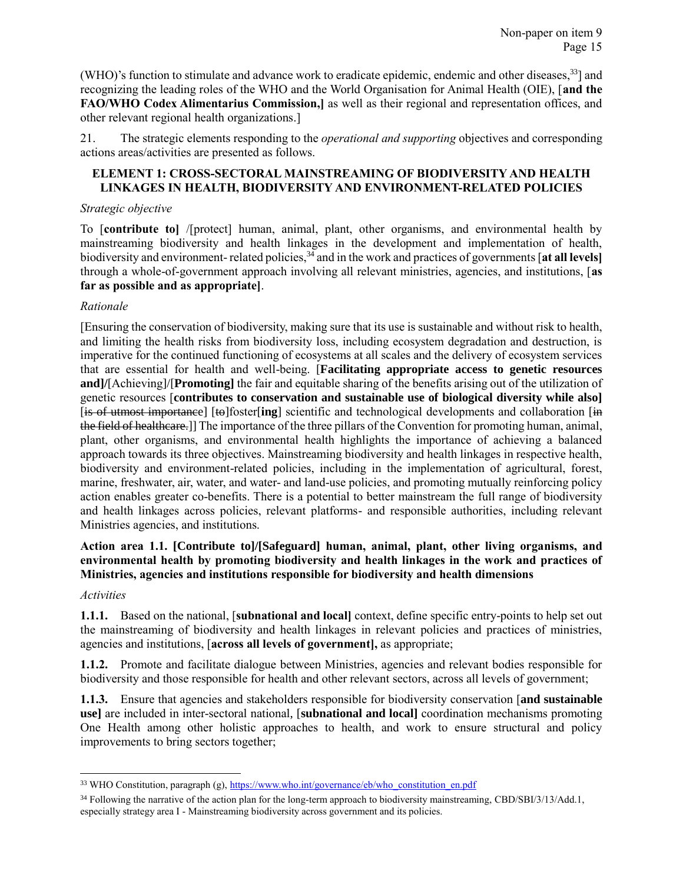(WHO)'s function to stimulate and advance work to eradicate epidemic, endemic and other diseases,[33]] and recognizing the leading roles of the WHO and the World Organisation for Animal Health (OIE), [**and the FAO/WHO Codex Alimentarius Commission,]** as well as their regional and representation offices, and other relevant regional health organizations.]

21. The strategic elements responding to the *operational and supporting* objectives and corresponding actions areas/activities are presented as follows.

**ELEMENT 1: CROSS-SECTORAL MAINSTREAMING OF BIODIVERSITY AND HEALTH LINKAGES IN HEALTH, BIODIVERSITY AND ENVIRONMENT-RELATED POLICIES**

*Strategic objective*

To [**contribute to]** /[protect] human, animal, plant, other organisms, and environmental health by mainstreaming biodiversity and health linkages in the development and implementation of health, biodiversity and environment- related policies,[34] and in the work and practices of governments [**at all levels]** through a whole-of-government approach involving all relevant ministries, agencies, and institutions, [**as far as possible and as appropriate]**.

*Rationale*

[Ensuring the conservation of biodiversity, making sure that its use is sustainable and without risk to health, and limiting the health risks from biodiversity loss, including ecosystem degradation and destruction, is imperative for the continued functioning of ecosystems at all scales and the delivery of ecosystem services that are essential for health and well-being. [**Facilitating appropriate access to genetic resources and]**/[Achieving]/[**Promoting]** the fair and equitable sharing of the benefits arising out of the utilization of genetic resources [**contributes to conservation and sustainable use of biological diversity while also]** [~~is of utmost importance~~] [~~to~~]foster[**ing**] scientific and technological developments and collaboration [~~in the field of healthcare.~~]] The importance of the three pillars of the Convention for promoting human, animal, plant, other organisms, and environmental health highlights the importance of achieving a balanced approach towards its three objectives. Mainstreaming biodiversity and health linkages in respective health, biodiversity and environment-related policies, including in the implementation of agricultural, forest, marine, freshwater, air, water, and water- and land-use policies, and promoting mutually reinforcing policy action enables greater co-benefits. There is a potential to better mainstream the full range of biodiversity and health linkages across policies, relevant platforms- and responsible authorities, including relevant Ministries agencies, and institutions.

**Action area 1.1. [Contribute to]/[Safeguard] human, animal, plant, other living organisms, and environmental health by promoting biodiversity and health linkages in the work and practices of Ministries, agencies and institutions responsible for biodiversity and health dimensions**

*Activities*

**1.1.1.** Based on the national, [**subnational and local]** context, define specific entry-points to help set out the mainstreaming of biodiversity and health linkages in relevant policies and practices of ministries, agencies and institutions, [**across all levels of government],** as appropriate;

**1.1.2.** Promote and facilitate dialogue between Ministries, agencies and relevant bodies responsible for biodiversity and those responsible for health and other relevant sectors, across all levels of government;

**1.1.3.** Ensure that agencies and stakeholders responsible for biodiversity conservation [**and sustainable use]** are included in inter-sectoral national, [**subnational and local]** coordination mechanisms promoting One Health among other holistic approaches to health, and work to ensure structural and policy improvements to bring sectors together;

---

[33] WHO Constitution, paragraph (g), https://www.who.int/governance/eb/who_constitution_en.pdf

[34] Following the narrative of the action plan for the long-term approach to biodiversity mainstreaming, CBD/SBI/3/13/Add.1, especially strategy area I - Mainstreaming biodiversity across government and its policies.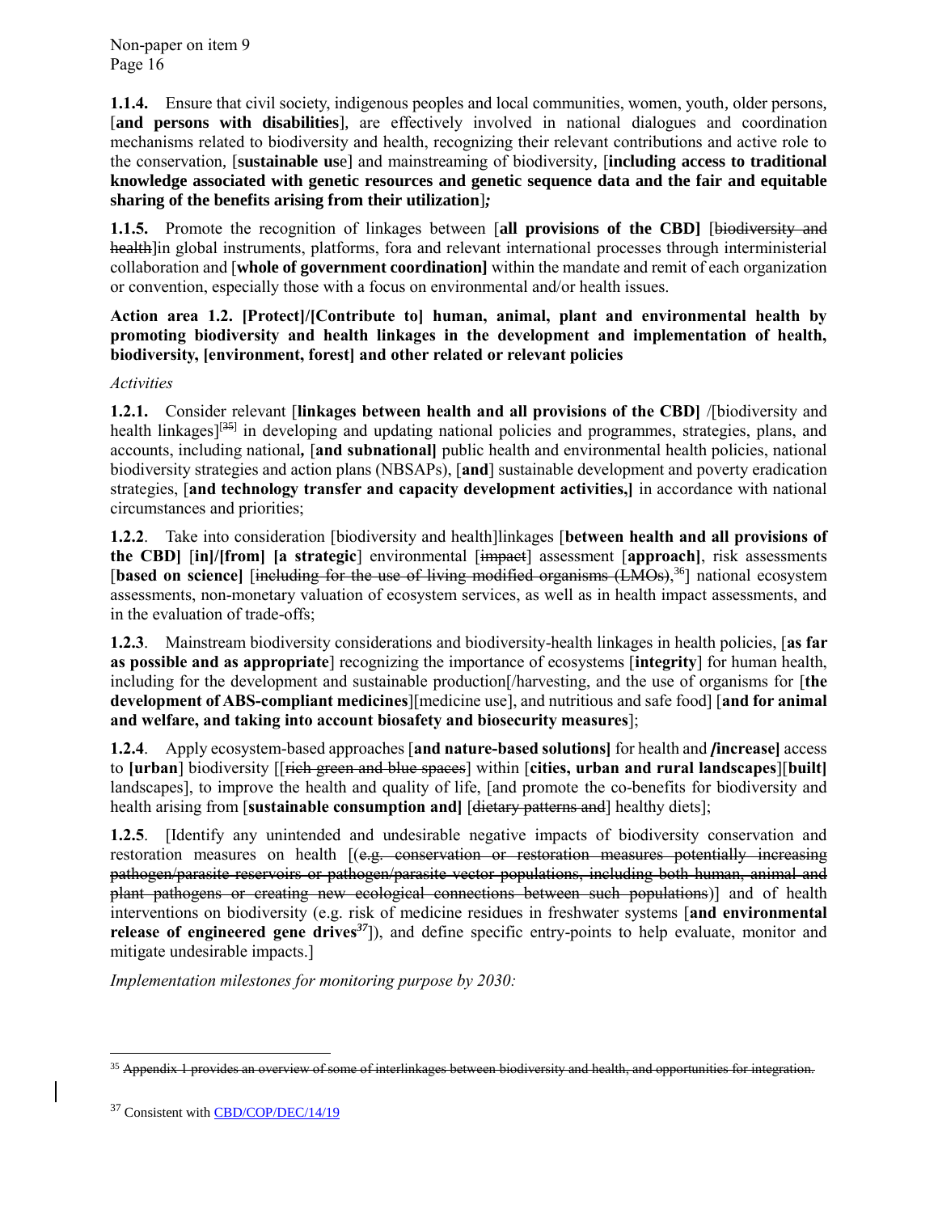**1.1.4.** Ensure that civil society, indigenous peoples and local communities, women, youth, older persons, [**and persons with disabilities**], are effectively involved in national dialogues and coordination mechanisms related to biodiversity and health, recognizing their relevant contributions and active role to the conservation, [**sustainable us**e] and mainstreaming of biodiversity, [**including access to traditional knowledge associated with genetic resources and genetic sequence data and the fair and equitable sharing of the benefits arising from their utilization**]*;*

**1.1.5.** Promote the recognition of linkages between [**all provisions of the CBD]** [~~biodiversity and health~~]in global instruments, platforms, fora and relevant international processes through interministerial collaboration and [**whole of government coordination]** within the mandate and remit of each organization or convention, especially those with a focus on environmental and/or health issues.

**Action area 1.2. [Protect]/[Contribute to] human, animal, plant and environmental health by promoting biodiversity and health linkages in the development and implementation of health, biodiversity, [environment, forest] and other related or relevant policies**

*Activities*

**1.2.1.** Consider relevant [**linkages between health and all provisions of the CBD]** /[biodiversity and health linkages][~~35~~] in developing and updating national policies and programmes, strategies, plans, and accounts, including national**,** [**and subnational]** public health and environmental health policies, national biodiversity strategies and action plans (NBSAPs), [**and**] sustainable development and poverty eradication strategies, [**and technology transfer and capacity development activities,]** in accordance with national circumstances and priorities;

**1.2.2**. Take into consideration [biodiversity and health]linkages [**between health and all provisions of the CBD]** [**in]/[from] [a strategic**] environmental [~~impact~~] assessment [**approach]**, risk assessments [**based on science]** [~~including for the use of living modified organisms (LMOs)~~,[36]] national ecosystem assessments, non-monetary valuation of ecosystem services, as well as in health impact assessments, and in the evaluation of trade-offs;

**1.2.3**. Mainstream biodiversity considerations and biodiversity-health linkages in health policies, [**as far as possible and as appropriate**] recognizing the importance of ecosystems [**integrity**] for human health, including for the development and sustainable production[/harvesting, and the use of organisms for [**the development of ABS-compliant medicines**][medicine use], and nutritious and safe food] [**and for animal and welfare, and taking into account biosafety and biosecurity measures**];

**1.2.4**. Apply ecosystem-based approaches [**and nature-based solutions]** for health and ***/*increase]** access to **[urban**] biodiversity [[~~rich green and blue spaces~~] within [**cities, urban and rural landscapes**][**built]** landscapes], to improve the health and quality of life, [and promote the co-benefits for biodiversity and health arising from [**sustainable consumption and]** [~~dietary patterns and~~] healthy diets];

**1.2.5**. [Identify any unintended and undesirable negative impacts of biodiversity conservation and restoration measures on health [(~~e.g. conservation or restoration measures potentially increasing pathogen/parasite reservoirs or pathogen/parasite vector populations, including both human, animal and plant pathogens or creating new ecological connections between such populations~~)] and of health interventions on biodiversity (e.g. risk of medicine residues in freshwater systems [**and environmental release of engineered gene drives**[37]]), and define specific entry-points to help evaluate, monitor and mitigate undesirable impacts.]

*Implementation milestones for monitoring purpose by 2030:*

---

[35] ~~Appendix 1 provides an overview of some of interlinkages between biodiversity and health, and opportunities for integration.~~

[37] Consistent with CBD/COP/DEC/14/19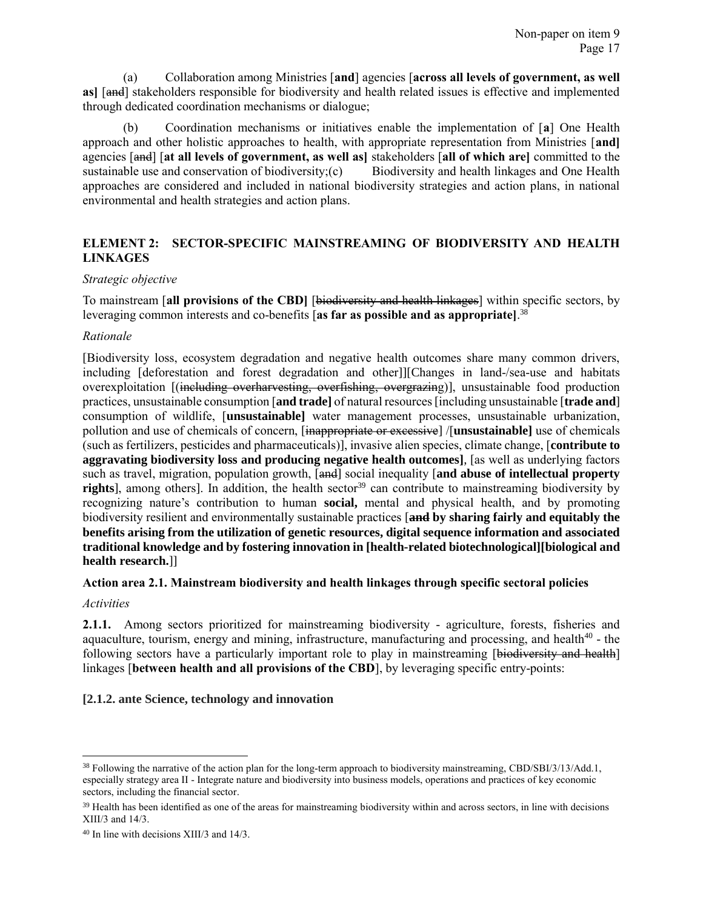(a) Collaboration among Ministries [**and**] agencies [**across all levels of government, as well as]** [~~and~~] stakeholders responsible for biodiversity and health related issues is effective and implemented through dedicated coordination mechanisms or dialogue;

(b) Coordination mechanisms or initiatives enable the implementation of [**a**] One Health approach and other holistic approaches to health, with appropriate representation from Ministries [**and]** agencies [~~and~~] [**at all levels of government, as well as]** stakeholders [**all of which are]** committed to the sustainable use and conservation of biodiversity;(c) Biodiversity and health linkages and One Health approaches are considered and included in national biodiversity strategies and action plans, in national environmental and health strategies and action plans.

## ELEMENT 2: SECTOR-SPECIFIC MAINSTREAMING OF BIODIVERSITY AND HEALTH LINKAGES

*Strategic objective*

To mainstream [**all provisions of the CBD]** [~~biodiversity and health linkages~~] within specific sectors, by leveraging common interests and co-benefits [**as far as possible and as appropriate]**.[38]

*Rationale*

[Biodiversity loss, ecosystem degradation and negative health outcomes share many common drivers, including [deforestation and forest degradation and other]][Changes in land-/sea-use and habitats overexploitation [(~~including overharvesting, overfishing, overgrazing~~)], unsustainable food production practices, unsustainable consumption [**and trade]** of natural resources [including unsustainable [**trade and**] consumption of wildlife, [**unsustainable]** water management processes, unsustainable urbanization, pollution and use of chemicals of concern, [~~inappropriate or excessive~~] /[**unsustainable]** use of chemicals (such as fertilizers, pesticides and pharmaceuticals)], invasive alien species, climate change, [**contribute to aggravating biodiversity loss and producing negative health outcomes]**, [as well as underlying factors such as travel, migration, population growth, [~~and~~] social inequality [**and abuse of intellectual property rights**], among others]. In addition, the health sector[39] can contribute to mainstreaming biodiversity by recognizing nature's contribution to human **social,** mental and physical health, and by promoting biodiversity resilient and environmentally sustainable practices [~~**and**~~ **by sharing fairly and equitably the benefits arising from the utilization of genetic resources, digital sequence information and associated traditional knowledge and by fostering innovation in [health-related biotechnological][biological and health research.**]]

**Action area 2.1. Mainstream biodiversity and health linkages through specific sectoral policies**

*Activities*

**2.1.1.** Among sectors prioritized for mainstreaming biodiversity - agriculture, forests, fisheries and aquaculture, tourism, energy and mining, infrastructure, manufacturing and processing, and health[40] - the following sectors have a particularly important role to play in mainstreaming [~~biodiversity and health~~] linkages [**between health and all provisions of the CBD**], by leveraging specific entry-points:

**[2.1.2. ante Science, technology and innovation**

---

[38] Following the narrative of the action plan for the long-term approach to biodiversity mainstreaming, CBD/SBI/3/13/Add.1, especially strategy area II - Integrate nature and biodiversity into business models, operations and practices of key economic sectors, including the financial sector.

[39] Health has been identified as one of the areas for mainstreaming biodiversity within and across sectors, in line with decisions XIII/3 and 14/3.

[40] In line with decisions XIII/3 and 14/3.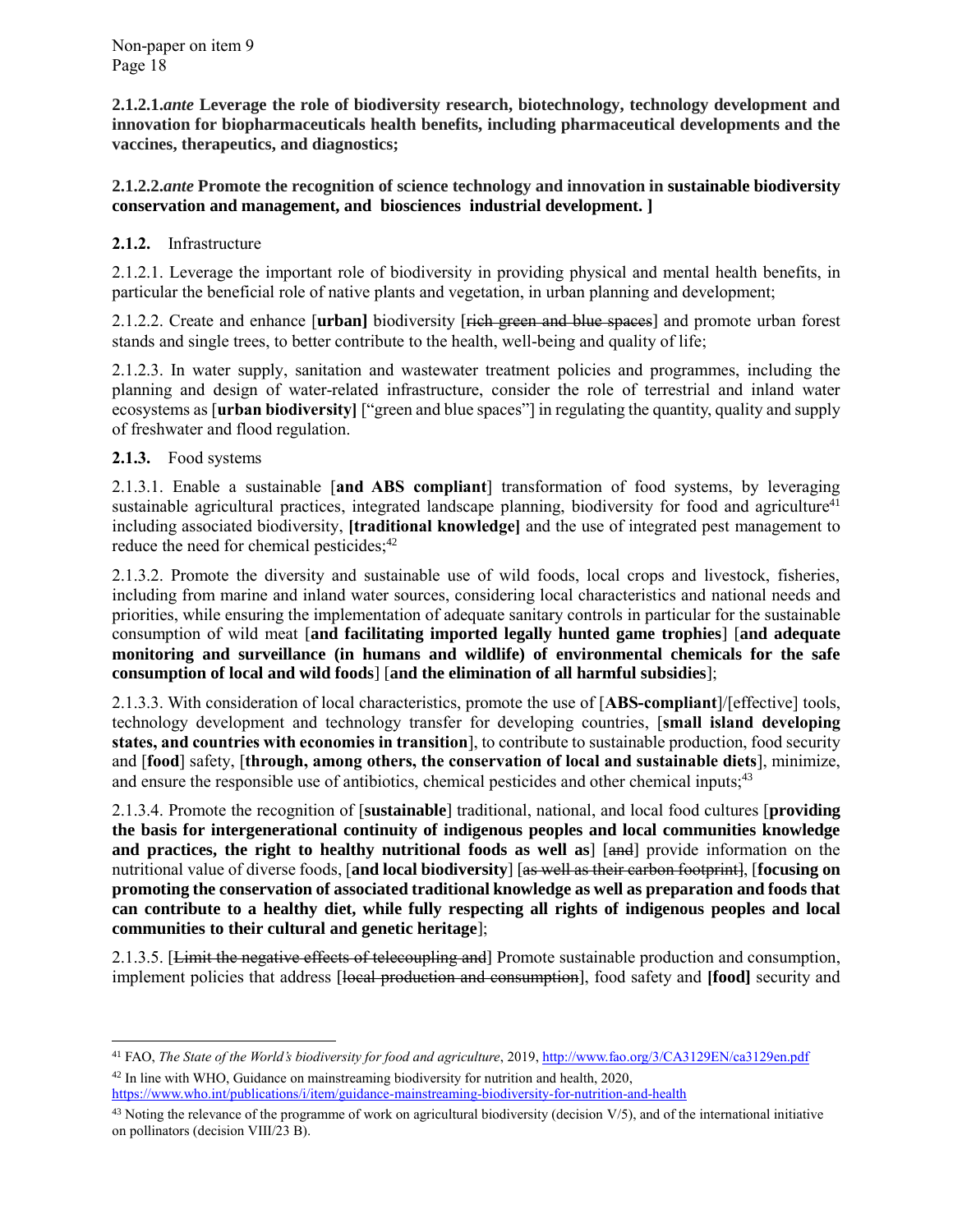**2.1.2.1.*ante* Leverage the role of biodiversity research, biotechnology, technology development and innovation for biopharmaceuticals health benefits, including pharmaceutical developments and the vaccines, therapeutics, and diagnostics;**

**2.1.2.2.*ante* Promote the recognition of science technology and innovation in sustainable biodiversity conservation and management, and biosciences industrial development. ]**

**2.1.2.** Infrastructure

2.1.2.1. Leverage the important role of biodiversity in providing physical and mental health benefits, in particular the beneficial role of native plants and vegetation, in urban planning and development;

2.1.2.2. Create and enhance [**urban]** biodiversity [~~rich green and blue spaces~~] and promote urban forest stands and single trees, to better contribute to the health, well-being and quality of life;

2.1.2.3. In water supply, sanitation and wastewater treatment policies and programmes, including the planning and design of water-related infrastructure, consider the role of terrestrial and inland water ecosystems as [**urban biodiversity]** ["green and blue spaces"] in regulating the quantity, quality and supply of freshwater and flood regulation.

**2.1.3.** Food systems

2.1.3.1. Enable a sustainable [**and ABS compliant**] transformation of food systems, by leveraging sustainable agricultural practices, integrated landscape planning, biodiversity for food and agriculture[41] including associated biodiversity, **[traditional knowledge]** and the use of integrated pest management to reduce the need for chemical pesticides;[42]

2.1.3.2. Promote the diversity and sustainable use of wild foods, local crops and livestock, fisheries, including from marine and inland water sources, considering local characteristics and national needs and priorities, while ensuring the implementation of adequate sanitary controls in particular for the sustainable consumption of wild meat [**and facilitating imported legally hunted game trophies**] [**and adequate monitoring and surveillance (in humans and wildlife) of environmental chemicals for the safe consumption of local and wild foods**] [**and the elimination of all harmful subsidies**];

2.1.3.3. With consideration of local characteristics, promote the use of [**ABS-compliant**]/[effective] tools, technology development and technology transfer for developing countries, [**small island developing states, and countries with economies in transition**], to contribute to sustainable production, food security and [**food**] safety, [**through, among others, the conservation of local and sustainable diets**], minimize, and ensure the responsible use of antibiotics, chemical pesticides and other chemical inputs;[43]

2.1.3.4. Promote the recognition of [**sustainable**] traditional, national, and local food cultures [**providing the basis for intergenerational continuity of indigenous peoples and local communities knowledge and practices, the right to healthy nutritional foods as well as**] [~~and~~] provide information on the nutritional value of diverse foods, [**and local biodiversity**] [~~as well as their carbon footprint~~], [**focusing on promoting the conservation of associated traditional knowledge as well as preparation and foods that can contribute to a healthy diet, while fully respecting all rights of indigenous peoples and local communities to their cultural and genetic heritage**];

2.1.3.5. [~~Limit the negative effects of telecoupling and~~] Promote sustainable production and consumption, implement policies that address [~~local production and consumption~~], food safety and **[food]** security and

---

[41] FAO, *The State of the World's biodiversity for food and agriculture*, 2019, http://www.fao.org/3/CA3129EN/ca3129en.pdf

[42] In line with WHO, Guidance on mainstreaming biodiversity for nutrition and health, 2020, https://www.who.int/publications/i/item/guidance-mainstreaming-biodiversity-for-nutrition-and-health

[43] Noting the relevance of the programme of work on agricultural biodiversity (decision V/5), and of the international initiative on pollinators (decision VIII/23 B).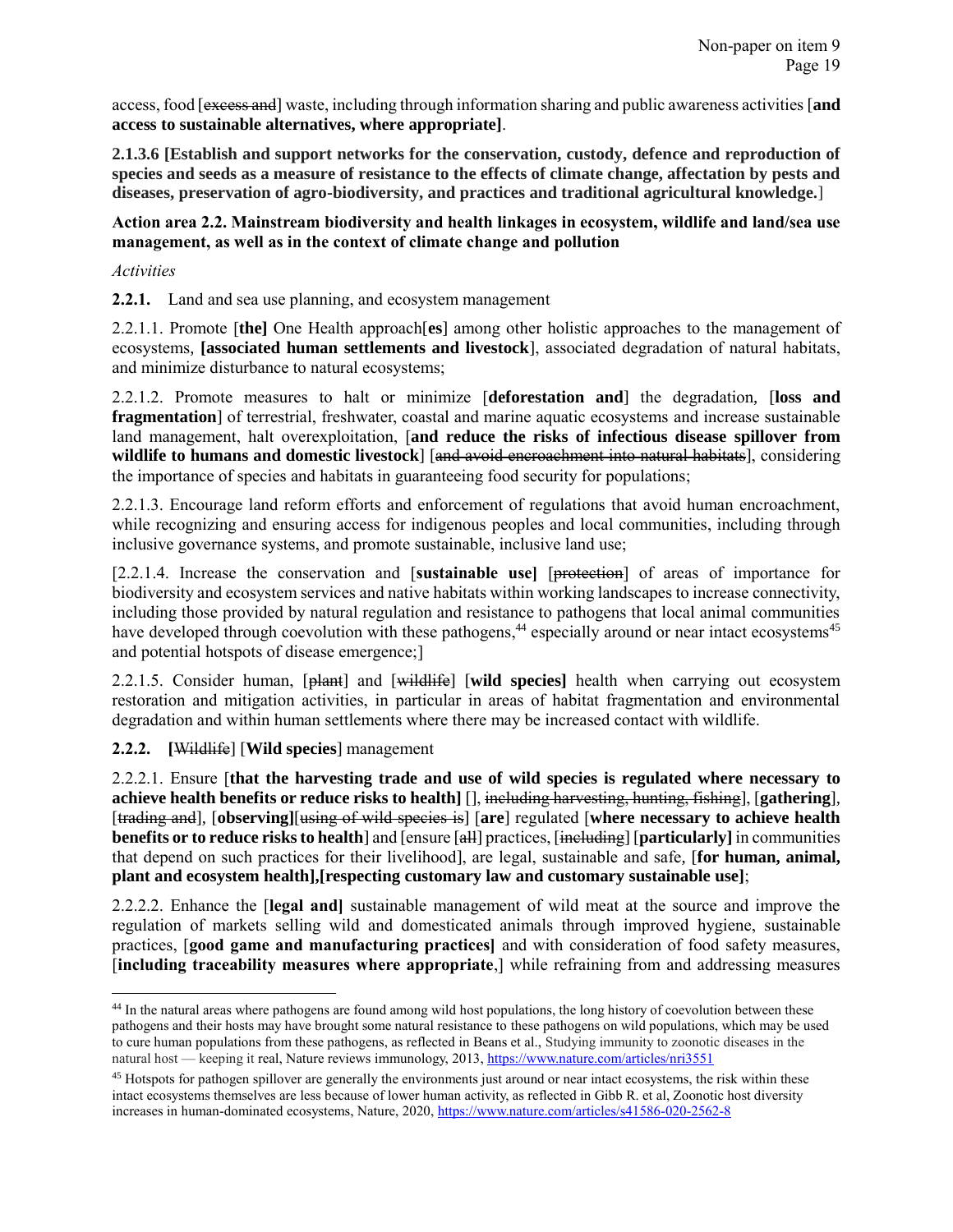access, food [~~excess and~~] waste, including through information sharing and public awareness activities [**and access to sustainable alternatives, where appropriate]**.

**2.1.3.6 [Establish and support networks for the conservation, custody, defence and reproduction of species and seeds as a measure of resistance to the effects of climate change, affectation by pests and diseases, preservation of agro-biodiversity, and practices and traditional agricultural knowledge.**]

**Action area 2.2. Mainstream biodiversity and health linkages in ecosystem, wildlife and land/sea use management, as well as in the context of climate change and pollution**

*Activities*

**2.2.1.** Land and sea use planning, and ecosystem management

2.2.1.1. Promote [**the]** One Health approach[**es**] among other holistic approaches to the management of ecosystems, **[associated human settlements and livestock**], associated degradation of natural habitats, and minimize disturbance to natural ecosystems;

2.2.1.2. Promote measures to halt or minimize [**deforestation and**] the degradation, [**loss and fragmentation**] of terrestrial, freshwater, coastal and marine aquatic ecosystems and increase sustainable land management, halt overexploitation, [**and reduce the risks of infectious disease spillover from wildlife to humans and domestic livestock**] [~~and avoid encroachment into natural habitats~~], considering the importance of species and habitats in guaranteeing food security for populations;

2.2.1.3. Encourage land reform efforts and enforcement of regulations that avoid human encroachment, while recognizing and ensuring access for indigenous peoples and local communities, including through inclusive governance systems, and promote sustainable, inclusive land use;

[2.2.1.4. Increase the conservation and [**sustainable use]** [~~protection~~] of areas of importance for biodiversity and ecosystem services and native habitats within working landscapes to increase connectivity, including those provided by natural regulation and resistance to pathogens that local animal communities have developed through coevolution with these pathogens,[44] especially around or near intact ecosystems[45] and potential hotspots of disease emergence;]

2.2.1.5. Consider human, [~~plant~~] and [~~wildlife~~] [**wild species]** health when carrying out ecosystem restoration and mitigation activities, in particular in areas of habitat fragmentation and environmental degradation and within human settlements where there may be increased contact with wildlife.

**2.2.2. [**~~Wildlife~~] [**Wild species**] management

2.2.2.1. Ensure [**that the harvesting trade and use of wild species is regulated where necessary to achieve health benefits or reduce risks to health]** [], ~~including harvesting, hunting, fishing~~], [**gathering**], [~~trading and~~], [**observing]**[~~using of wild species is~~] [**are**] regulated [**where necessary to achieve health benefits or to reduce risks to health**] and [ensure [~~all~~] practices, [~~including~~] [**particularly]** in communities that depend on such practices for their livelihood], are legal, sustainable and safe, [**for human, animal, plant and ecosystem health],[respecting customary law and customary sustainable use]**;

2.2.2.2. Enhance the [**legal and]** sustainable management of wild meat at the source and improve the regulation of markets selling wild and domesticated animals through improved hygiene, sustainable practices, [**good game and manufacturing practices]** and with consideration of food safety measures, [**including traceability measures where appropriate**,] while refraining from and addressing measures

---

[44] In the natural areas where pathogens are found among wild host populations, the long history of coevolution between these pathogens and their hosts may have brought some natural resistance to these pathogens on wild populations, which may be used to cure human populations from these pathogens, as reflected in Beans et al., Studying immunity to zoonotic diseases in the natural host — keeping it real, Nature reviews immunology, 2013, https://www.nature.com/articles/nri3551

[45] Hotspots for pathogen spillover are generally the environments just around or near intact ecosystems, the risk within these intact ecosystems themselves are less because of lower human activity, as reflected in Gibb R. et al, Zoonotic host diversity increases in human-dominated ecosystems, Nature, 2020, https://www.nature.com/articles/s41586-020-2562-8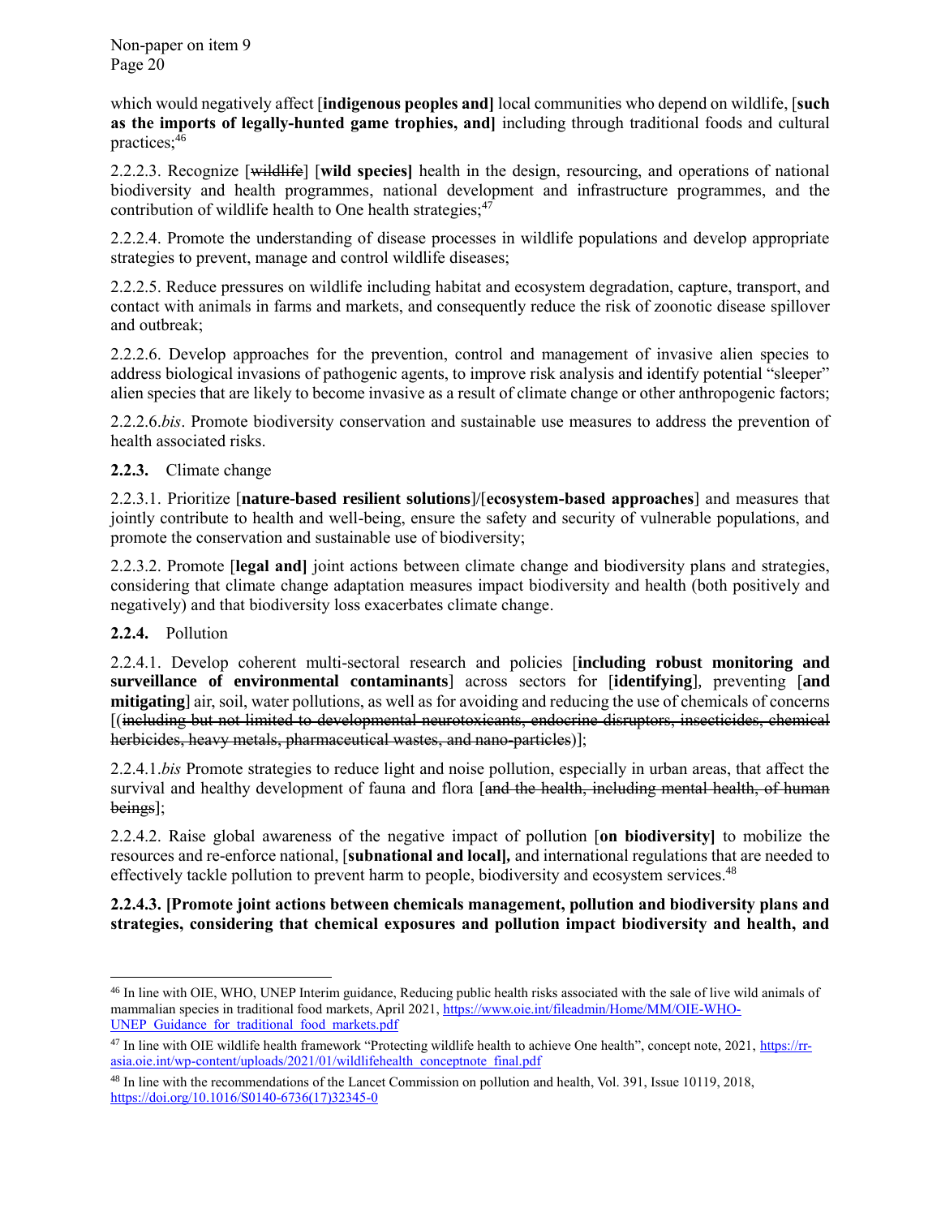which would negatively affect [**indigenous peoples and]** local communities who depend on wildlife, [**such as the imports of legally-hunted game trophies, and]** including through traditional foods and cultural practices;[46]

2.2.2.3. Recognize [~~wildlife~~] [**wild species]** health in the design, resourcing, and operations of national biodiversity and health programmes, national development and infrastructure programmes, and the contribution of wildlife health to One health strategies;[47]

2.2.2.4. Promote the understanding of disease processes in wildlife populations and develop appropriate strategies to prevent, manage and control wildlife diseases;

2.2.2.5. Reduce pressures on wildlife including habitat and ecosystem degradation, capture, transport, and contact with animals in farms and markets, and consequently reduce the risk of zoonotic disease spillover and outbreak;

2.2.2.6. Develop approaches for the prevention, control and management of invasive alien species to address biological invasions of pathogenic agents, to improve risk analysis and identify potential "sleeper" alien species that are likely to become invasive as a result of climate change or other anthropogenic factors;

2.2.2.6.*bis*. Promote biodiversity conservation and sustainable use measures to address the prevention of health associated risks.

**2.2.3.** Climate change

2.2.3.1. Prioritize [**nature-based resilient solutions**]/[**ecosystem-based approaches**] and measures that jointly contribute to health and well-being, ensure the safety and security of vulnerable populations, and promote the conservation and sustainable use of biodiversity;

2.2.3.2. Promote [**legal and]** joint actions between climate change and biodiversity plans and strategies, considering that climate change adaptation measures impact biodiversity and health (both positively and negatively) and that biodiversity loss exacerbates climate change.

**2.2.4.** Pollution

2.2.4.1. Develop coherent multi-sectoral research and policies [**including robust monitoring and surveillance of environmental contaminants**] across sectors for [**identifying**], preventing [**and mitigating**] air, soil, water pollutions, as well as for avoiding and reducing the use of chemicals of concerns [(~~including but not limited to developmental neurotoxicants, endocrine disruptors, insecticides, chemical herbicides, heavy metals, pharmaceutical wastes, and nano-particles~~)];

2.2.4.1.*bis* Promote strategies to reduce light and noise pollution, especially in urban areas, that affect the survival and healthy development of fauna and flora [~~and the health, including mental health, of human beings~~];

2.2.4.2. Raise global awareness of the negative impact of pollution [**on biodiversity]** to mobilize the resources and re-enforce national, [**subnational and local],** and international regulations that are needed to effectively tackle pollution to prevent harm to people, biodiversity and ecosystem services.[48]

**2.2.4.3. [Promote joint actions between chemicals management, pollution and biodiversity plans and strategies, considering that chemical exposures and pollution impact biodiversity and health, and**

---

[46] In line with OIE, WHO, UNEP Interim guidance, Reducing public health risks associated with the sale of live wild animals of mammalian species in traditional food markets, April 2021, https://www.oie.int/fileadmin/Home/MM/OIE-WHO-UNEP_Guidance_for_traditional_food_markets.pdf

[47] In line with OIE wildlife health framework "Protecting wildlife health to achieve One health", concept note, 2021, https://rr-asia.oie.int/wp-content/uploads/2021/01/wildlifehealth_conceptnote_final.pdf

[48] In line with the recommendations of the Lancet Commission on pollution and health, Vol. 391, Issue 10119, 2018, https://doi.org/10.1016/S0140-6736(17)32345-0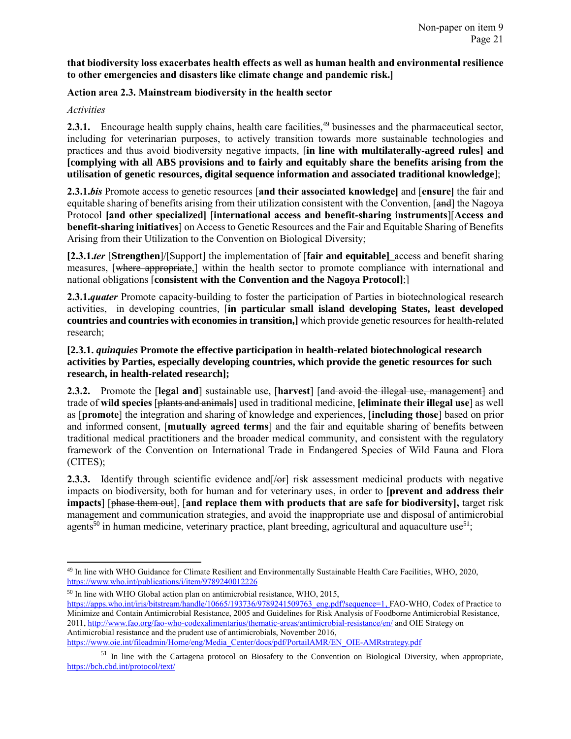**that biodiversity loss exacerbates health effects as well as human health and environmental resilience to other emergencies and disasters like climate change and pandemic risk.]**

**Action area 2.3. Mainstream biodiversity in the health sector**

*Activities*

**2.3.1.** Encourage health supply chains, health care facilities,[49] businesses and the pharmaceutical sector, including for veterinarian purposes, to actively transition towards more sustainable technologies and practices and thus avoid biodiversity negative impacts, [**in line with multilaterally-agreed rules] and [complying with all ABS provisions and to fairly and equitably share the benefits arising from the utilisation of genetic resources, digital sequence information and associated traditional knowledge**];

**2.3.1.*bis*** Promote access to genetic resources [**and their associated knowledge]** and [**ensure]** the fair and equitable sharing of benefits arising from their utilization consistent with the Convention, [~~and~~] the Nagoya Protocol **[and other specialized]** [**international access and benefit-sharing instruments**][**Access and benefit-sharing initiatives**] on Access to Genetic Resources and the Fair and Equitable Sharing of Benefits Arising from their Utilization to the Convention on Biological Diversity;

**[2.3.1.*ter*** [**Strengthen**]/[Support] the implementation of [**fair and equitable]** access and benefit sharing measures, [~~where appropriate~~,] within the health sector to promote compliance with international and national obligations [**consistent with the Convention and the Nagoya Protocol]**;]

**2.3.1.*quater*** Promote capacity-building to foster the participation of Parties in biotechnological research activities, in developing countries, [**in particular small island developing States, least developed countries and countries with economies in transition,]** which provide genetic resources for health-related research;

**[2.3.1. *quinquies* Promote the effective participation in health-related biotechnological research activities by Parties, especially developing countries, which provide the genetic resources for such research, in health-related research];**

**2.3.2.** Promote the [**legal and**] sustainable use, [**harvest**] [~~and avoid the illegal use, management~~] and trade of **wild species** [~~plants and animals~~] used in traditional medicine, **[eliminate their illegal use**] as well as [**promote**] the integration and sharing of knowledge and experiences, [**including those**] based on prior and informed consent, [**mutually agreed terms**] and the fair and equitable sharing of benefits between traditional medical practitioners and the broader medical community, and consistent with the regulatory framework of the Convention on International Trade in Endangered Species of Wild Fauna and Flora (CITES);

**2.3.3.** Identify through scientific evidence and[~~/or~~] risk assessment medicinal products with negative impacts on biodiversity, both for human and for veterinary uses, in order to **[prevent and address their impacts**] [~~phase them out~~], [**and replace them with products that are safe for biodiversity],** target risk management and communication strategies, and avoid the inappropriate use and disposal of antimicrobial agents[50] in human medicine, veterinary practice, plant breeding, agricultural and aquaculture use[51];

---

[49] In line with WHO Guidance for Climate Resilient and Environmentally Sustainable Health Care Facilities, WHO, 2020, https://www.who.int/publications/i/item/9789240012226

[50] In line with WHO Global action plan on antimicrobial resistance, WHO, 2015, https://apps.who.int/iris/bitstream/handle/10665/193736/9789241509763_eng.pdf?sequence=1, FAO-WHO, Codex of Practice to Minimize and Contain Antimicrobial Resistance, 2005 and Guidelines for Risk Analysis of Foodborne Antimicrobial Resistance, 2011, http://www.fao.org/fao-who-codexalimentarius/thematic-areas/antimicrobial-resistance/en/ and OIE Strategy on Antimicrobial resistance and the prudent use of antimicrobials, November 2016, https://www.oie.int/fileadmin/Home/eng/Media_Center/docs/pdf/PortailAMR/EN_OIE-AMRstrategy.pdf

[51] In line with the Cartagena protocol on Biosafety to the Convention on Biological Diversity, when appropriate, https://bch.cbd.int/protocol/text/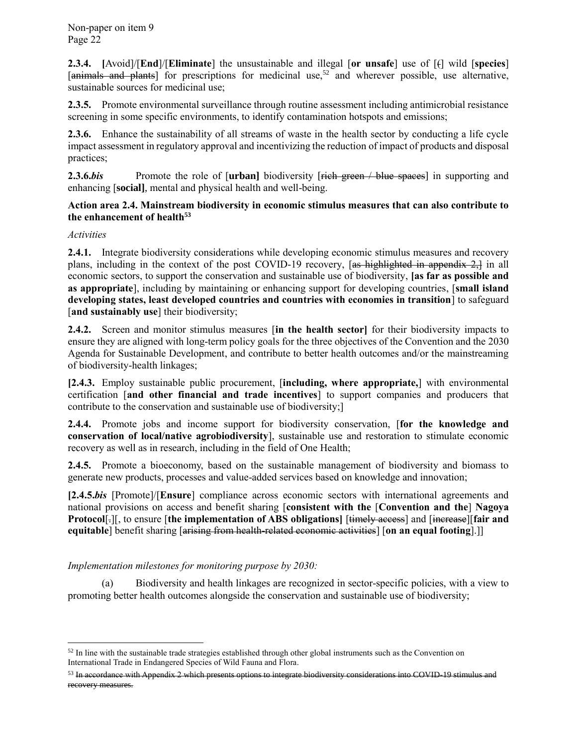**2.3.4.** **[**Avoid]/[**End**]/[**Eliminate**] the unsustainable and illegal [**or unsafe**] use of [~~(~~] wild [**species**] [~~animals and plants~~] for prescriptions for medicinal use,[52] and wherever possible, use alternative, sustainable sources for medicinal use;

**2.3.5.** Promote environmental surveillance through routine assessment including antimicrobial resistance screening in some specific environments, to identify contamination hotspots and emissions;

**2.3.6.** Enhance the sustainability of all streams of waste in the health sector by conducting a life cycle impact assessment in regulatory approval and incentivizing the reduction of impact of products and disposal practices;

**2.3.6.*bis*** Promote the role of [**urban]** biodiversity [~~rich green / blue spaces~~] in supporting and enhancing [**social]**, mental and physical health and well-being.

**Action area 2.4. Mainstream biodiversity in economic stimulus measures that can also contribute to the enhancement of health[53]**

*Activities*

**2.4.1.** Integrate biodiversity considerations while developing economic stimulus measures and recovery plans, including in the context of the post COVID-19 recovery, [~~as highlighted in appendix 2,~~] in all economic sectors, to support the conservation and sustainable use of biodiversity, **[as far as possible and as appropriate**], including by maintaining or enhancing support for developing countries, [**small island developing states, least developed countries and countries with economies in transition**] to safeguard [**and sustainably use**] their biodiversity;

**2.4.2.** Screen and monitor stimulus measures [**in the health sector]** for their biodiversity impacts to ensure they are aligned with long-term policy goals for the three objectives of the Convention and the 2030 Agenda for Sustainable Development, and contribute to better health outcomes and/or the mainstreaming of biodiversity-health linkages;

**[2.4.3.** Employ sustainable public procurement, [**including, where appropriate,**] with environmental certification [**and other financial and trade incentives**] to support companies and producers that contribute to the conservation and sustainable use of biodiversity;]

**2.4.4.** Promote jobs and income support for biodiversity conservation, [**for the knowledge and conservation of local/native agrobiodiversity**], sustainable use and restoration to stimulate economic recovery as well as in research, including in the field of One Health;

**2.4.5.** Promote a bioeconomy, based on the sustainable management of biodiversity and biomass to generate new products, processes and value-added services based on knowledge and innovation;

**[2.4.5.*bis*** [Promote]/[**Ensure**] compliance across economic sectors with international agreements and national provisions on access and benefit sharing [**consistent with the** [**Convention and the**] **Nagoya Protocol**[~~.~~]][, to ensure [**the implementation of ABS obligations]** [~~timely access~~] and [~~increase~~][**fair and equitable**] benefit sharing [~~arising from health-related economic activities~~] [**on an equal footing**].]]

*Implementation milestones for monitoring purpose by 2030:*

(a) Biodiversity and health linkages are recognized in sector-specific policies, with a view to promoting better health outcomes alongside the conservation and sustainable use of biodiversity;

---

[52] In line with the sustainable trade strategies established through other global instruments such as the Convention on International Trade in Endangered Species of Wild Fauna and Flora.

[53] ~~In accordance with Appendix 2 which presents options to integrate biodiversity considerations into COVID-19 stimulus and recovery measures.~~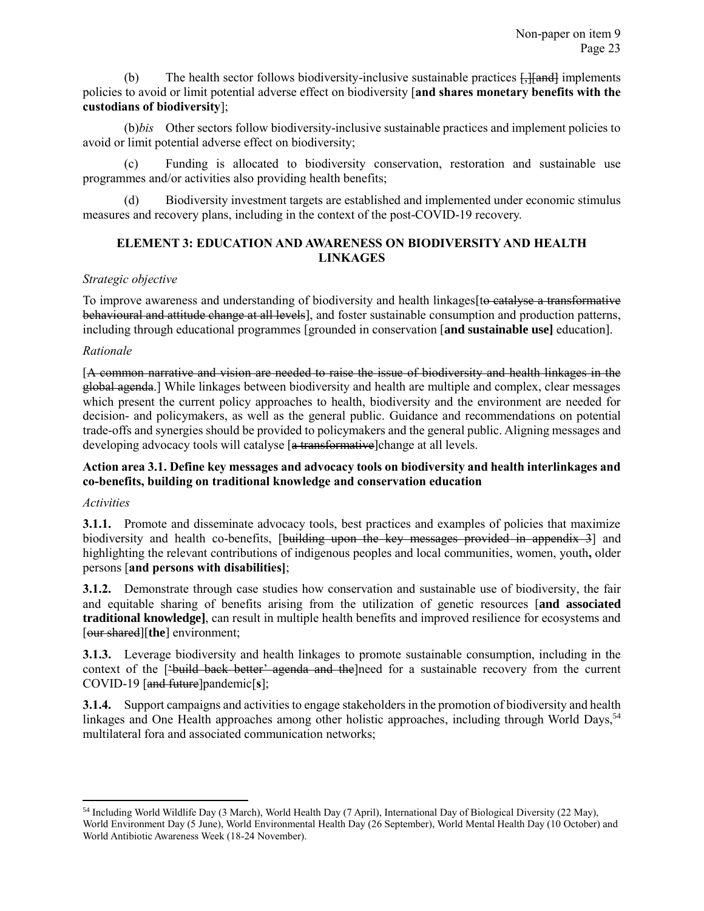(b) The health sector follows biodiversity-inclusive sustainable practices [~~,~~][~~and~~] implements policies to avoid or limit potential adverse effect on biodiversity [**and shares monetary benefits with the custodians of biodiversity**];

(b)*bis* Other sectors follow biodiversity-inclusive sustainable practices and implement policies to avoid or limit potential adverse effect on biodiversity;

(c) Funding is allocated to biodiversity conservation, restoration and sustainable use programmes and/or activities also providing health benefits;

(d) Biodiversity investment targets are established and implemented under economic stimulus measures and recovery plans, including in the context of the post-COVID-19 recovery.

## ELEMENT 3: EDUCATION AND AWARENESS ON BIODIVERSITY AND HEALTH LINKAGES

*Strategic objective*

To improve awareness and understanding of biodiversity and health linkages[~~to catalyse a transformative behavioural and attitude change at all levels~~], and foster sustainable consumption and production patterns, including through educational programmes [grounded in conservation [**and sustainable use]** education].

*Rationale*

[~~A common narrative and vision are needed to raise the issue of biodiversity and health linkages in the global agenda~~.] While linkages between biodiversity and health are multiple and complex, clear messages which present the current policy approaches to health, biodiversity and the environment are needed for decision- and policymakers, as well as the general public. Guidance and recommendations on potential trade-offs and synergies should be provided to policymakers and the general public. Aligning messages and developing advocacy tools will catalyse [~~a transformative~~]change at all levels.

**Action area 3.1. Define key messages and advocacy tools on biodiversity and health interlinkages and co-benefits, building on traditional knowledge and conservation education**

*Activities*

**3.1.1.** Promote and disseminate advocacy tools, best practices and examples of policies that maximize biodiversity and health co-benefits, [~~building upon the key messages provided in appendix 3~~] and highlighting the relevant contributions of indigenous peoples and local communities, women, youth**,** older persons [**and persons with disabilities]**;

**3.1.2.** Demonstrate through case studies how conservation and sustainable use of biodiversity, the fair and equitable sharing of benefits arising from the utilization of genetic resources [**and associated traditional knowledge]**, can result in multiple health benefits and improved resilience for ecosystems and [~~our shared~~][**the**] environment;

**3.1.3.** Leverage biodiversity and health linkages to promote sustainable consumption, including in the context of the [~~'build back better' agenda and the~~]need for a sustainable recovery from the current COVID-19 [~~and future~~]pandemic[**s**];

**3.1.4.** Support campaigns and activities to engage stakeholders in the promotion of biodiversity and health linkages and One Health approaches among other holistic approaches, including through World Days,[54] multilateral fora and associated communication networks;

[54] Including World Wildlife Day (3 March), World Health Day (7 April), International Day of Biological Diversity (22 May), World Environment Day (5 June), World Environmental Health Day (26 September), World Mental Health Day (10 October) and World Antibiotic Awareness Week (18-24 November).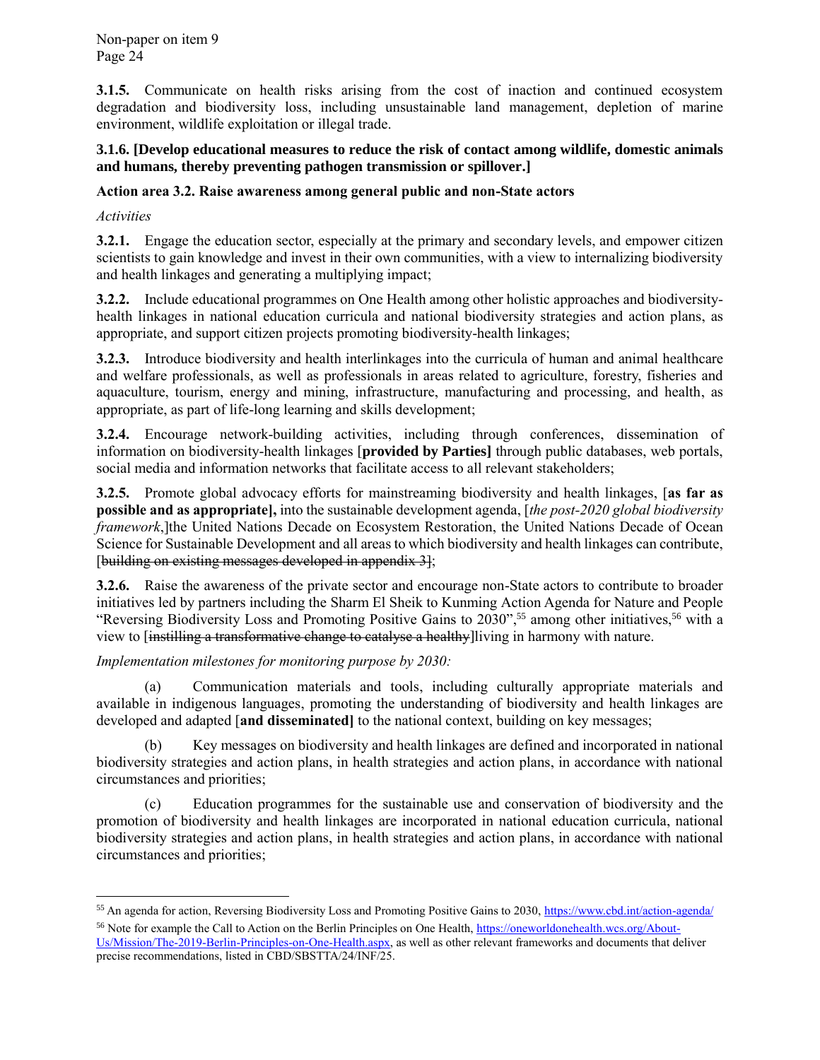**3.1.5.** Communicate on health risks arising from the cost of inaction and continued ecosystem degradation and biodiversity loss, including unsustainable land management, depletion of marine environment, wildlife exploitation or illegal trade.

**3.1.6. [Develop educational measures to reduce the risk of contact among wildlife, domestic animals and humans, thereby preventing pathogen transmission or spillover.]**

**Action area 3.2. Raise awareness among general public and non-State actors**

*Activities*

**3.2.1.** Engage the education sector, especially at the primary and secondary levels, and empower citizen scientists to gain knowledge and invest in their own communities, with a view to internalizing biodiversity and health linkages and generating a multiplying impact;

**3.2.2.** Include educational programmes on One Health among other holistic approaches and biodiversity-health linkages in national education curricula and national biodiversity strategies and action plans, as appropriate, and support citizen projects promoting biodiversity-health linkages;

**3.2.3.** Introduce biodiversity and health interlinkages into the curricula of human and animal healthcare and welfare professionals, as well as professionals in areas related to agriculture, forestry, fisheries and aquaculture, tourism, energy and mining, infrastructure, manufacturing and processing, and health, as appropriate, as part of life-long learning and skills development;

**3.2.4.** Encourage network-building activities, including through conferences, dissemination of information on biodiversity-health linkages [**provided by Parties]** through public databases, web portals, social media and information networks that facilitate access to all relevant stakeholders;

**3.2.5.** Promote global advocacy efforts for mainstreaming biodiversity and health linkages, [**as far as possible and as appropriate],** into the sustainable development agenda, [*the post-2020 global biodiversity framework*,]the United Nations Decade on Ecosystem Restoration, the United Nations Decade of Ocean Science for Sustainable Development and all areas to which biodiversity and health linkages can contribute, [~~building on existing messages developed in appendix 3~~];

**3.2.6.** Raise the awareness of the private sector and encourage non-State actors to contribute to broader initiatives led by partners including the Sharm El Sheik to Kunming Action Agenda for Nature and People "Reversing Biodiversity Loss and Promoting Positive Gains to 2030",[55] among other initiatives,[56] with a view to [~~instilling a transformative change to catalyse a healthy~~]living in harmony with nature.

*Implementation milestones for monitoring purpose by 2030:*

(a) Communication materials and tools, including culturally appropriate materials and available in indigenous languages, promoting the understanding of biodiversity and health linkages are developed and adapted [**and disseminated]** to the national context, building on key messages;

(b) Key messages on biodiversity and health linkages are defined and incorporated in national biodiversity strategies and action plans, in health strategies and action plans, in accordance with national circumstances and priorities;

(c) Education programmes for the sustainable use and conservation of biodiversity and the promotion of biodiversity and health linkages are incorporated in national education curricula, national biodiversity strategies and action plans, in health strategies and action plans, in accordance with national circumstances and priorities;

---

[55] An agenda for action, Reversing Biodiversity Loss and Promoting Positive Gains to 2030, https://www.cbd.int/action-agenda/

[56] Note for example the Call to Action on the Berlin Principles on One Health, https://oneworldonehealth.wcs.org/About-Us/Mission/The-2019-Berlin-Principles-on-One-Health.aspx, as well as other relevant frameworks and documents that deliver precise recommendations, listed in CBD/SBSTTA/24/INF/25.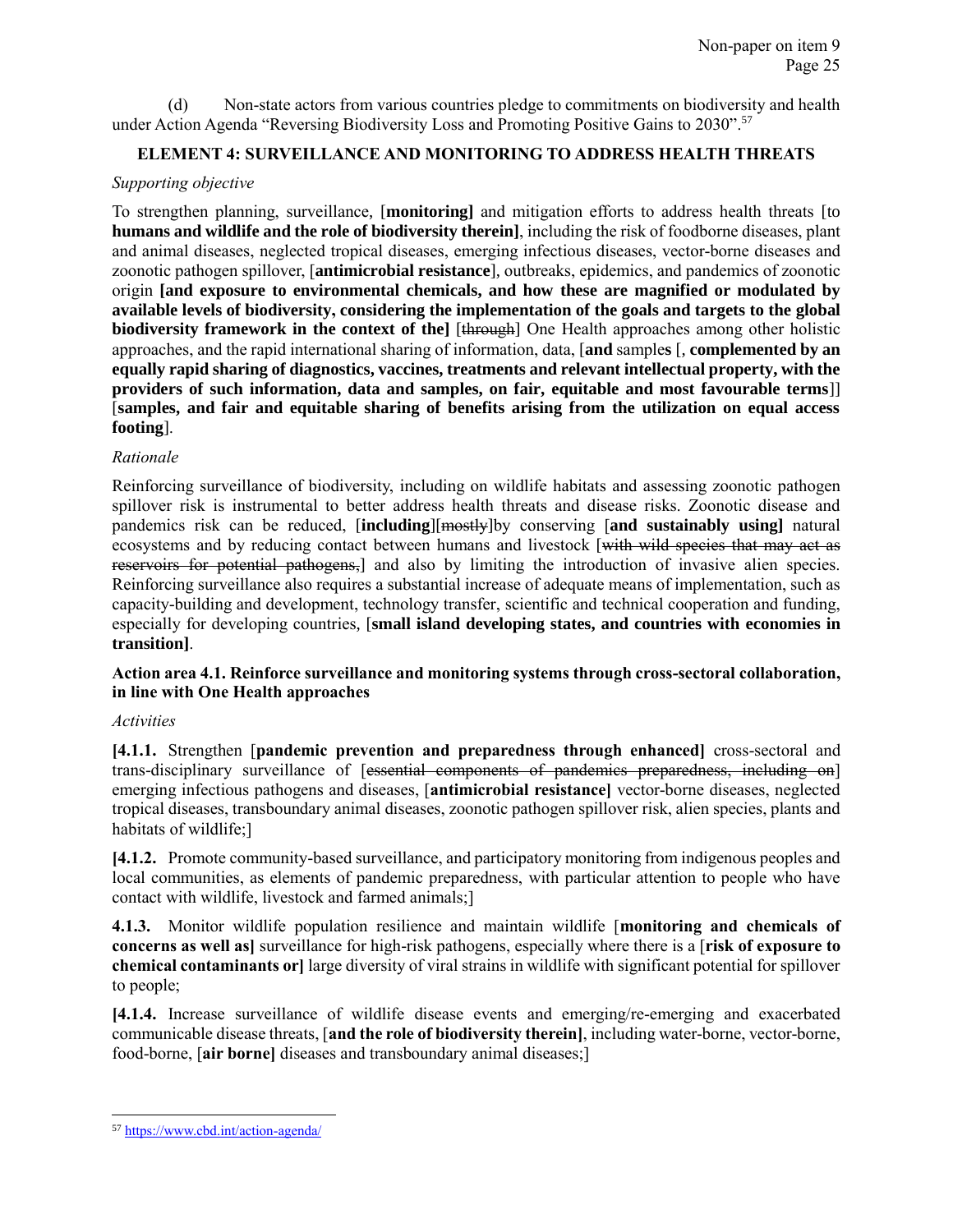(d) Non-state actors from various countries pledge to commitments on biodiversity and health under Action Agenda "Reversing Biodiversity Loss and Promoting Positive Gains to 2030".[57]

### ELEMENT 4: SURVEILLANCE AND MONITORING TO ADDRESS HEALTH THREATS

*Supporting objective*

To strengthen planning, surveillance, [**monitoring]** and mitigation efforts to address health threats [to **humans and wildlife and the role of biodiversity therein]**, including the risk of foodborne diseases, plant and animal diseases, neglected tropical diseases, emerging infectious diseases, vector-borne diseases and zoonotic pathogen spillover, [**antimicrobial resistance**], outbreaks, epidemics, and pandemics of zoonotic origin **[and exposure to environmental chemicals, and how these are magnified or modulated by available levels of biodiversity, considering the implementation of the goals and targets to the global biodiversity framework in the context of the]** [~~through~~] One Health approaches among other holistic approaches, and the rapid international sharing of information, data, [**and** sample**s** [, **complemented by an equally rapid sharing of diagnostics, vaccines, treatments and relevant intellectual property, with the providers of such information, data and samples, on fair, equitable and most favourable terms**]] [**samples, and fair and equitable sharing of benefits arising from the utilization on equal access footing**].

*Rationale*

Reinforcing surveillance of biodiversity, including on wildlife habitats and assessing zoonotic pathogen spillover risk is instrumental to better address health threats and disease risks. Zoonotic disease and pandemics risk can be reduced, [**including**][~~mostly~~]by conserving [**and sustainably using]** natural ecosystems and by reducing contact between humans and livestock [~~with wild species that may act as reservoirs for potential pathogens,~~] and also by limiting the introduction of invasive alien species. Reinforcing surveillance also requires a substantial increase of adequate means of implementation, such as capacity-building and development, technology transfer, scientific and technical cooperation and funding, especially for developing countries, [**small island developing states, and countries with economies in transition]**.

**Action area 4.1. Reinforce surveillance and monitoring systems through cross-sectoral collaboration, in line with One Health approaches**

*Activities*

**[4.1.1.** Strengthen [**pandemic prevention and preparedness through enhanced]** cross-sectoral and trans-disciplinary surveillance of [~~essential components of pandemics preparedness, including on~~] emerging infectious pathogens and diseases, [**antimicrobial resistance]** vector-borne diseases, neglected tropical diseases, transboundary animal diseases, zoonotic pathogen spillover risk, alien species, plants and habitats of wildlife;]

**[4.1.2.** Promote community-based surveillance, and participatory monitoring from indigenous peoples and local communities, as elements of pandemic preparedness, with particular attention to people who have contact with wildlife, livestock and farmed animals;]

**4.1.3.** Monitor wildlife population resilience and maintain wildlife [**monitoring and chemicals of concerns as well as]** surveillance for high-risk pathogens, especially where there is a [**risk of exposure to chemical contaminants or]** large diversity of viral strains in wildlife with significant potential for spillover to people;

**[4.1.4.** Increase surveillance of wildlife disease events and emerging/re-emerging and exacerbated communicable disease threats, [**and the role of biodiversity therein]**, including water-borne, vector-borne, food-borne, [**air borne]** diseases and transboundary animal diseases;]

---

[57] https://www.cbd.int/action-agenda/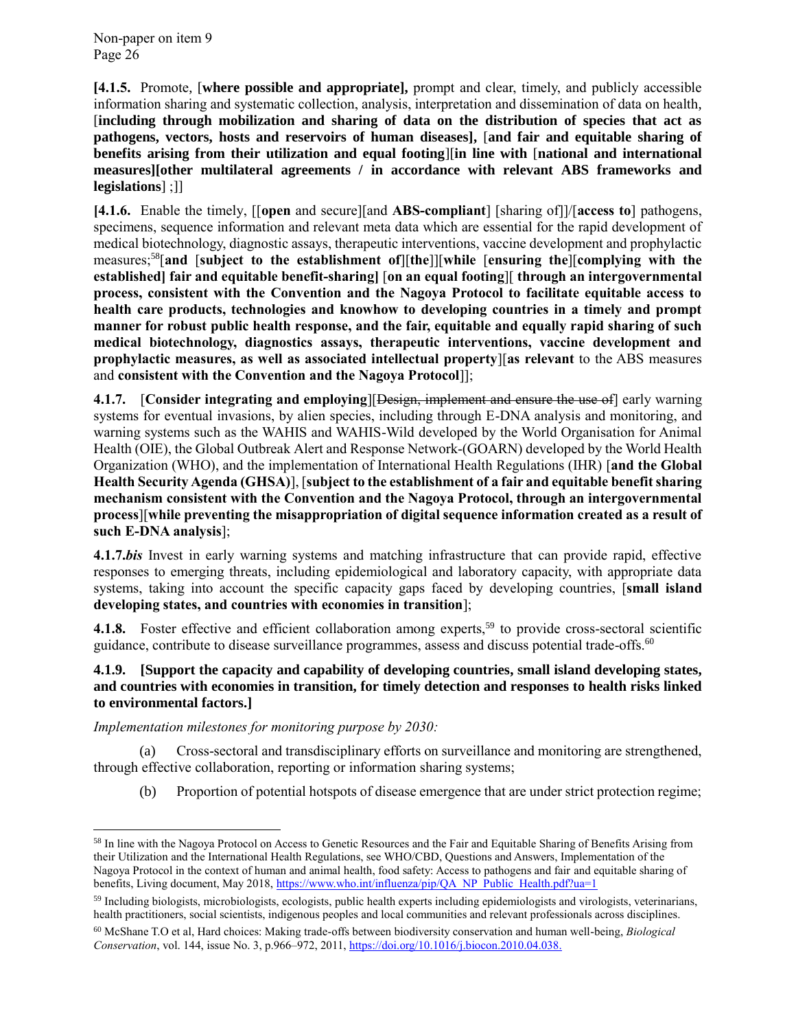**[4.1.5.** Promote, [**where possible and appropriate],** prompt and clear, timely, and publicly accessible information sharing and systematic collection, analysis, interpretation and dissemination of data on health, [**including through mobilization and sharing of data on the distribution of species that act as pathogens, vectors, hosts and reservoirs of human diseases],** [**and fair and equitable sharing of benefits arising from their utilization and equal footing**][**in line with** [**national and international measures][other multilateral agreements / in accordance with relevant ABS frameworks and legislations**] ;]]

**[4.1.6.** Enable the timely, [[**open** and secure][and **ABS-compliant**] [sharing of]]/[**access to**] pathogens, specimens, sequence information and relevant meta data which are essential for the rapid development of medical biotechnology, diagnostic assays, therapeutic interventions, vaccine development and prophylactic measures;[58][**and** [**subject to the establishment of**][**the**]][**while** [**ensuring the**][**complying with the established] fair and equitable benefit-sharing]** [**on an equal footing**][ **through an intergovernmental process, consistent with the Convention and the Nagoya Protocol to facilitate equitable access to health care products, technologies and knowhow to developing countries in a timely and prompt manner for robust public health response, and the fair, equitable and equally rapid sharing of such medical biotechnology, diagnostics assays, therapeutic interventions, vaccine development and prophylactic measures, as well as associated intellectual property**][**as relevant** to the ABS measures and **consistent with the Convention and the Nagoya Protocol**]];

**4.1.7.** [**Consider integrating and employing**][~~Design, implement and ensure the use of~~] early warning systems for eventual invasions, by alien species, including through E-DNA analysis and monitoring, and warning systems such as the WAHIS and WAHIS-Wild developed by the World Organisation for Animal Health (OIE), the Global Outbreak Alert and Response Network-(GOARN) developed by the World Health Organization (WHO), and the implementation of International Health Regulations (IHR) [**and the Global Health Security Agenda (GHSA)**], [**subject to the establishment of a fair and equitable benefit sharing mechanism consistent with the Convention and the Nagoya Protocol, through an intergovernmental process**][**while preventing the misappropriation of digital sequence information created as a result of such E-DNA analysis**];

**4.1.7.*bis*** Invest in early warning systems and matching infrastructure that can provide rapid, effective responses to emerging threats, including epidemiological and laboratory capacity, with appropriate data systems, taking into account the specific capacity gaps faced by developing countries, [**small island developing states, and countries with economies in transition**];

**4.1.8.** Foster effective and efficient collaboration among experts,[59] to provide cross-sectoral scientific guidance, contribute to disease surveillance programmes, assess and discuss potential trade-offs.[60]

**4.1.9. [Support the capacity and capability of developing countries, small island developing states, and countries with economies in transition, for timely detection and responses to health risks linked to environmental factors.]**

*Implementation milestones for monitoring purpose by 2030:*

(a) Cross-sectoral and transdisciplinary efforts on surveillance and monitoring are strengthened, through effective collaboration, reporting or information sharing systems;

(b) Proportion of potential hotspots of disease emergence that are under strict protection regime;

---

[58] In line with the Nagoya Protocol on Access to Genetic Resources and the Fair and Equitable Sharing of Benefits Arising from their Utilization and the International Health Regulations, see WHO/CBD, Questions and Answers, Implementation of the Nagoya Protocol in the context of human and animal health, food safety: Access to pathogens and fair and equitable sharing of benefits, Living document, May 2018, https://www.who.int/influenza/pip/QA_NP_Public_Health.pdf?ua=1

[59] Including biologists, microbiologists, ecologists, public health experts including epidemiologists and virologists, veterinarians, health practitioners, social scientists, indigenous peoples and local communities and relevant professionals across disciplines.

[60] McShane T.O et al, Hard choices: Making trade-offs between biodiversity conservation and human well-being, *Biological Conservation*, vol. 144, issue No. 3, p.966–972, 2011, https://doi.org/10.1016/j.biocon.2010.04.038.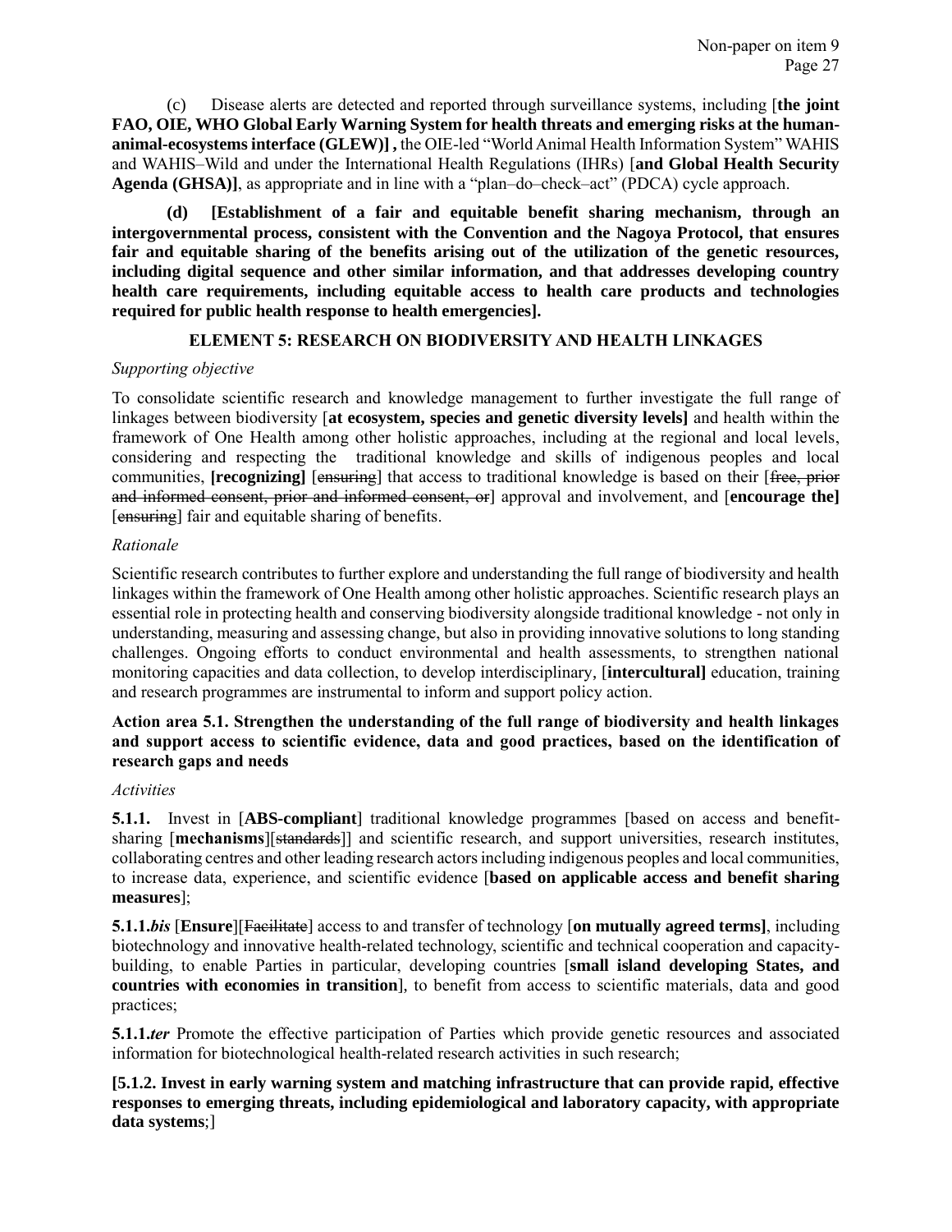(c) Disease alerts are detected and reported through surveillance systems, including [**the joint FAO, OIE, WHO Global Early Warning System for health threats and emerging risks at the human-animal-ecosystems interface (GLEW)] ,** the OIE-led "World Animal Health Information System" WAHIS and WAHIS–Wild and under the International Health Regulations (IHRs) [**and Global Health Security Agenda (GHSA)]**, as appropriate and in line with a "plan–do–check–act" (PDCA) cycle approach.

**(d) [Establishment of a fair and equitable benefit sharing mechanism, through an intergovernmental process, consistent with the Convention and the Nagoya Protocol, that ensures fair and equitable sharing of the benefits arising out of the utilization of the genetic resources, including digital sequence and other similar information, and that addresses developing country health care requirements, including equitable access to health care products and technologies required for public health response to health emergencies].**

## ELEMENT 5: RESEARCH ON BIODIVERSITY AND HEALTH LINKAGES

*Supporting objective*

To consolidate scientific research and knowledge management to further investigate the full range of linkages between biodiversity [**at ecosystem, species and genetic diversity levels]** and health within the framework of One Health among other holistic approaches, including at the regional and local levels, considering and respecting the traditional knowledge and skills of indigenous peoples and local communities, **[recognizing]** [~~ensuring~~] that access to traditional knowledge is based on their [~~free, prior and informed consent, prior and informed consent, or~~] approval and involvement, and [**encourage the]** [~~ensuring~~] fair and equitable sharing of benefits.

*Rationale*

Scientific research contributes to further explore and understanding the full range of biodiversity and health linkages within the framework of One Health among other holistic approaches. Scientific research plays an essential role in protecting health and conserving biodiversity alongside traditional knowledge - not only in understanding, measuring and assessing change, but also in providing innovative solutions to long standing challenges. Ongoing efforts to conduct environmental and health assessments, to strengthen national monitoring capacities and data collection, to develop interdisciplinary, [**intercultural]** education, training and research programmes are instrumental to inform and support policy action.

**Action area 5.1. Strengthen the understanding of the full range of biodiversity and health linkages and support access to scientific evidence, data and good practices, based on the identification of research gaps and needs**

*Activities*

**5.1.1.** Invest in [**ABS-compliant**] traditional knowledge programmes [based on access and benefit-sharing [**mechanisms**][~~standards~~]] and scientific research, and support universities, research institutes, collaborating centres and other leading research actors including indigenous peoples and local communities, to increase data, experience, and scientific evidence [**based on applicable access and benefit sharing measures**];

**5.1.1.*bis*** [**Ensure**][~~Facilitate~~] access to and transfer of technology [**on mutually agreed terms]**, including biotechnology and innovative health-related technology, scientific and technical cooperation and capacity-building, to enable Parties in particular, developing countries [**small island developing States, and countries with economies in transition**], to benefit from access to scientific materials, data and good practices;

**5.1.1.*ter*** Promote the effective participation of Parties which provide genetic resources and associated information for biotechnological health-related research activities in such research;

**[5.1.2. Invest in early warning system and matching infrastructure that can provide rapid, effective responses to emerging threats, including epidemiological and laboratory capacity, with appropriate data systems**;]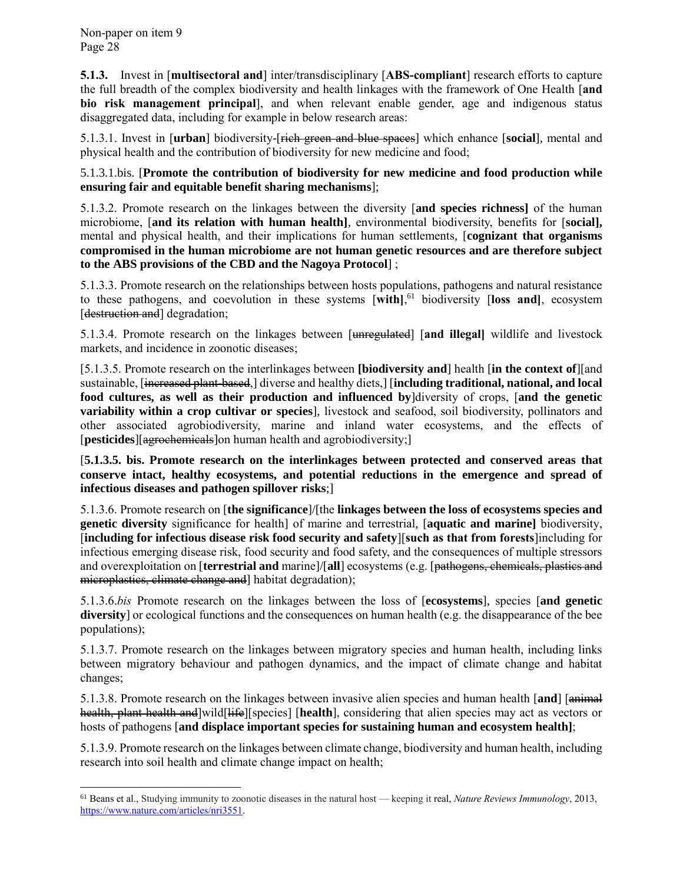**5.1.3.** Invest in [**multisectoral and**] inter/transdisciplinary [**ABS-compliant**] research efforts to capture the full breadth of the complex biodiversity and health linkages with the framework of One Health [**and bio risk management principal**], and when relevant enable gender, age and indigenous status disaggregated data, including for example in below research areas:

5.1.3.1. Invest in [**urban**] biodiversity-[~~rich green and blue spaces~~] which enhance [**social**], mental and physical health and the contribution of biodiversity for new medicine and food;

5.1.3.1.bis. [**Promote the contribution of biodiversity for new medicine and food production while ensuring fair and equitable benefit sharing mechanisms**];

5.1.3.2. Promote research on the linkages between the diversity [**and species richness]** of the human microbiome, [**and its relation with human health]**, environmental biodiversity, benefits for [**social],** mental and physical health, and their implications for human settlements, [**cognizant that organisms compromised in the human microbiome are not human genetic resources and are therefore subject to the ABS provisions of the CBD and the Nagoya Protocol**] ;

5.1.3.3. Promote research on the relationships between hosts populations, pathogens and natural resistance to these pathogens, and coevolution in these systems [**with]**,[61] biodiversity [**loss and]**, ecosystem [~~destruction and~~] degradation;

5.1.3.4. Promote research on the linkages between [~~unregulated~~] [**and illegal]** wildlife and livestock markets, and incidence in zoonotic diseases;

[5.1.3.5. Promote research on the interlinkages between **[biodiversity and**] health [**in the context of**][and sustainable, [~~increased plant-based~~,] diverse and healthy diets,] [**including traditional, national, and local food cultures, as well as their production and influenced by**]diversity of crops, [**and the genetic variability within a crop cultivar or species**], livestock and seafood, soil biodiversity, pollinators and other associated agrobiodiversity, marine and inland water ecosystems, and the effects of [**pesticides**][~~agrochemicals~~]on human health and agrobiodiversity;]

[**5.1.3.5. bis. Promote research on the interlinkages between protected and conserved areas that conserve intact, healthy ecosystems, and potential reductions in the emergence and spread of infectious diseases and pathogen spillover risks**;]

5.1.3.6. Promote research on [**the significance**]/[the **linkages between the loss of ecosystems species and genetic diversity** significance for health] of marine and terrestrial, [**aquatic and marine]** biodiversity, [**including for infectious disease risk food security and safety**][**such as that from forests**]including for infectious emerging disease risk, food security and food safety, and the consequences of multiple stressors and overexploitation on [**terrestrial and** marine]/[**all**] ecosystems (e.g. [~~pathogens, chemicals, plastics and microplastics, climate change and~~] habitat degradation);

5.1.3.6.*bis* Promote research on the linkages between the loss of [**ecosystems**], species [**and genetic diversity**] or ecological functions and the consequences on human health (e.g. the disappearance of the bee populations);

5.1.3.7. Promote research on the linkages between migratory species and human health, including links between migratory behaviour and pathogen dynamics, and the impact of climate change and habitat changes;

5.1.3.8. Promote research on the linkages between invasive alien species and human health [**and**] [~~animal health, plant health and~~]wild[~~life~~][species] [**health**], considering that alien species may act as vectors or hosts of pathogens [**and displace important species for sustaining human and ecosystem health]**;

5.1.3.9. Promote research on the linkages between climate change, biodiversity and human health, including research into soil health and climate change impact on health;

---

[61] Beans et al., Studying immunity to zoonotic diseases in the natural host — keeping it real, *Nature Reviews Immunology*, 2013, https://www.nature.com/articles/nri3551.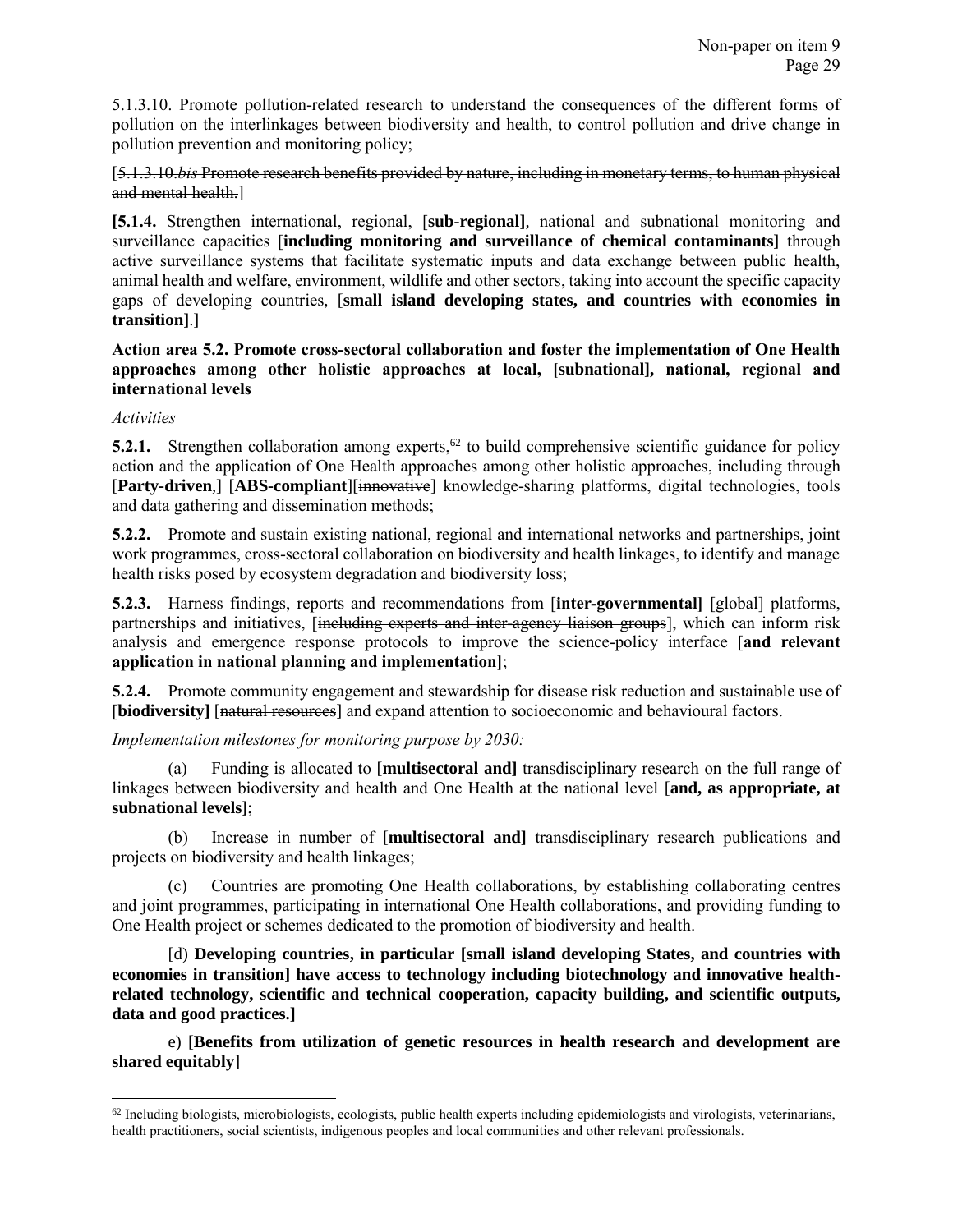5.1.3.10. Promote pollution-related research to understand the consequences of the different forms of pollution on the interlinkages between biodiversity and health, to control pollution and drive change in pollution prevention and monitoring policy;

[~~5.1.3.10.*bis* Promote research benefits provided by nature, including in monetary terms, to human physical and mental health.~~]

**[5.1.4.** Strengthen international, regional, [**sub-regional]**, national and subnational monitoring and surveillance capacities [**including monitoring and surveillance of chemical contaminants]** through active surveillance systems that facilitate systematic inputs and data exchange between public health, animal health and welfare, environment, wildlife and other sectors, taking into account the specific capacity gaps of developing countries, [**small island developing states, and countries with economies in transition]**.]

**Action area 5.2. Promote cross-sectoral collaboration and foster the implementation of One Health approaches among other holistic approaches at local, [subnational], national, regional and international levels**

*Activities*

**5.2.1.** Strengthen collaboration among experts,[62] to build comprehensive scientific guidance for policy action and the application of One Health approaches among other holistic approaches, including through [**Party-driven**,] [**ABS-compliant**][~~innovative~~] knowledge-sharing platforms, digital technologies, tools and data gathering and dissemination methods;

**5.2.2.** Promote and sustain existing national, regional and international networks and partnerships, joint work programmes, cross-sectoral collaboration on biodiversity and health linkages, to identify and manage health risks posed by ecosystem degradation and biodiversity loss;

**5.2.3.** Harness findings, reports and recommendations from [**inter-governmental]** [~~global~~] platforms, partnerships and initiatives, [~~including experts and inter-agency liaison groups~~], which can inform risk analysis and emergence response protocols to improve the science-policy interface [**and relevant application in national planning and implementation]**;

**5.2.4.** Promote community engagement and stewardship for disease risk reduction and sustainable use of [**biodiversity]** [~~natural resources~~] and expand attention to socioeconomic and behavioural factors.

*Implementation milestones for monitoring purpose by 2030:*

(a) Funding is allocated to [**multisectoral and]** transdisciplinary research on the full range of linkages between biodiversity and health and One Health at the national level [**and, as appropriate, at subnational levels]**;

(b) Increase in number of [**multisectoral and]** transdisciplinary research publications and projects on biodiversity and health linkages;

(c) Countries are promoting One Health collaborations, by establishing collaborating centres and joint programmes, participating in international One Health collaborations, and providing funding to One Health project or schemes dedicated to the promotion of biodiversity and health.

[d) **Developing countries, in particular [small island developing States, and countries with economies in transition] have access to technology including biotechnology and innovative health-related technology, scientific and technical cooperation, capacity building, and scientific outputs, data and good practices.]**

e) [**Benefits from utilization of genetic resources in health research and development are shared equitably**]

---

[62] Including biologists, microbiologists, ecologists, public health experts including epidemiologists and virologists, veterinarians, health practitioners, social scientists, indigenous peoples and local communities and other relevant professionals.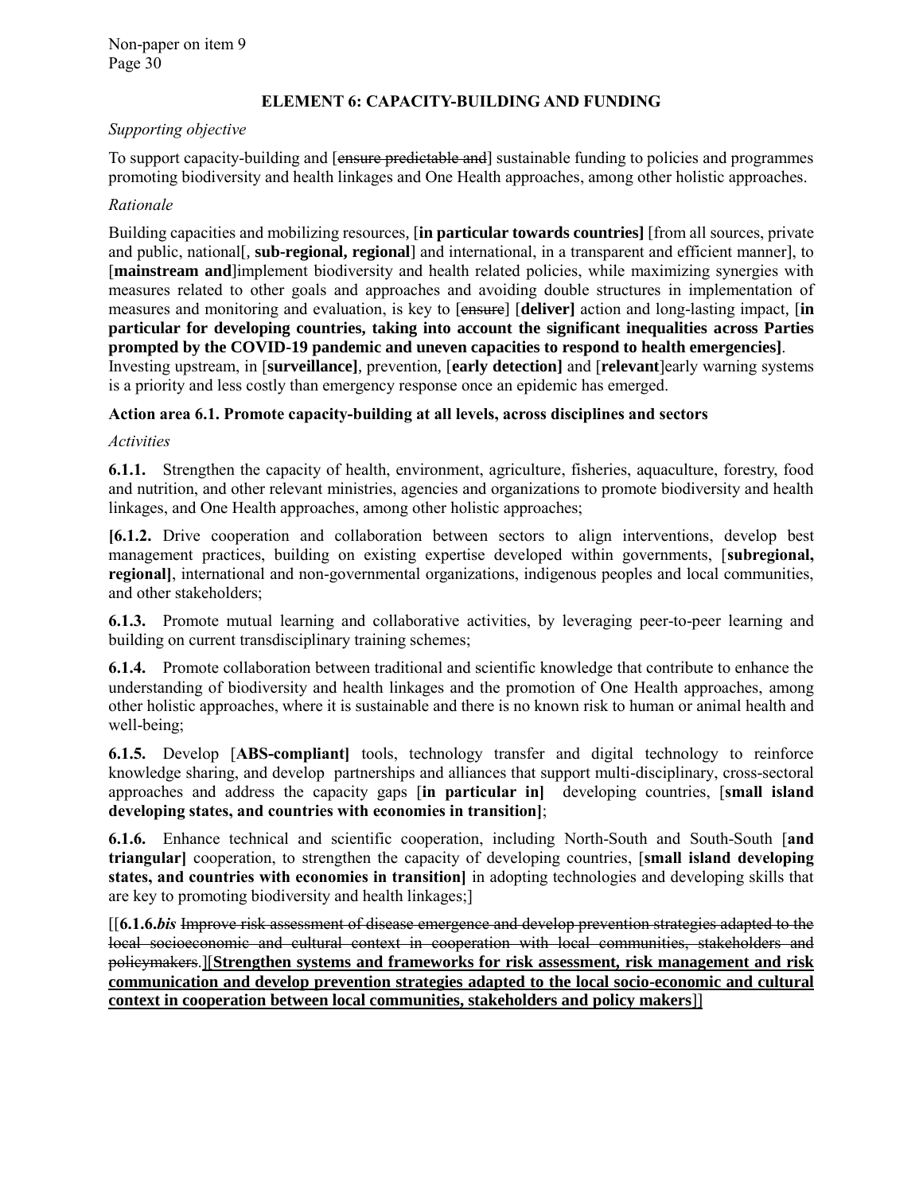## ELEMENT 6: CAPACITY-BUILDING AND FUNDING

*Supporting objective*

To support capacity-building and [~~ensure predictable and~~] sustainable funding to policies and programmes promoting biodiversity and health linkages and One Health approaches, among other holistic approaches.

*Rationale*

Building capacities and mobilizing resources, [**in particular towards countries]** [from all sources, private and public, national[, **sub-regional, regional**] and international, in a transparent and efficient manner], to [**mainstream and**]implement biodiversity and health related policies, while maximizing synergies with measures related to other goals and approaches and avoiding double structures in implementation of measures and monitoring and evaluation, is key to [~~ensure~~] [**deliver]** action and long-lasting impact, [**in particular for developing countries, taking into account the significant inequalities across Parties prompted by the COVID-19 pandemic and uneven capacities to respond to health emergencies]**. Investing upstream, in [**surveillance]**, prevention, [**early detection]** and [**relevant**]early warning systems is a priority and less costly than emergency response once an epidemic has emerged.

### Action area 6.1. Promote capacity-building at all levels, across disciplines and sectors

*Activities*

**6.1.1.** Strengthen the capacity of health, environment, agriculture, fisheries, aquaculture, forestry, food and nutrition, and other relevant ministries, agencies and organizations to promote biodiversity and health linkages, and One Health approaches, among other holistic approaches;

**[6.1.2.** Drive cooperation and collaboration between sectors to align interventions, develop best management practices, building on existing expertise developed within governments, [**subregional, regional]**, international and non-governmental organizations, indigenous peoples and local communities, and other stakeholders;

**6.1.3.** Promote mutual learning and collaborative activities, by leveraging peer-to-peer learning and building on current transdisciplinary training schemes;

**6.1.4.** Promote collaboration between traditional and scientific knowledge that contribute to enhance the understanding of biodiversity and health linkages and the promotion of One Health approaches, among other holistic approaches, where it is sustainable and there is no known risk to human or animal health and well-being;

**6.1.5.** Develop [**ABS-compliant]** tools, technology transfer and digital technology to reinforce knowledge sharing, and develop partnerships and alliances that support multi-disciplinary, cross-sectoral approaches and address the capacity gaps [**in particular in]** developing countries, [**small island developing states, and countries with economies in transition]**;

**6.1.6.** Enhance technical and scientific cooperation, including North-South and South-South [**and triangular]** cooperation, to strengthen the capacity of developing countries, [**small island developing states, and countries with economies in transition]** in adopting technologies and developing skills that are key to promoting biodiversity and health linkages;]

[[**6.1.6.*bis*** ~~Improve risk assessment of disease emergence and develop prevention strategies adapted to the local socioeconomic and cultural context in cooperation with local communities, stakeholders and policymakers.~~]<u>[**Strengthen systems and frameworks for risk assessment, risk management and risk communication and develop prevention strategies adapted to the local socio-economic and cultural context in cooperation between local communities, stakeholders and policy makers**]]</u>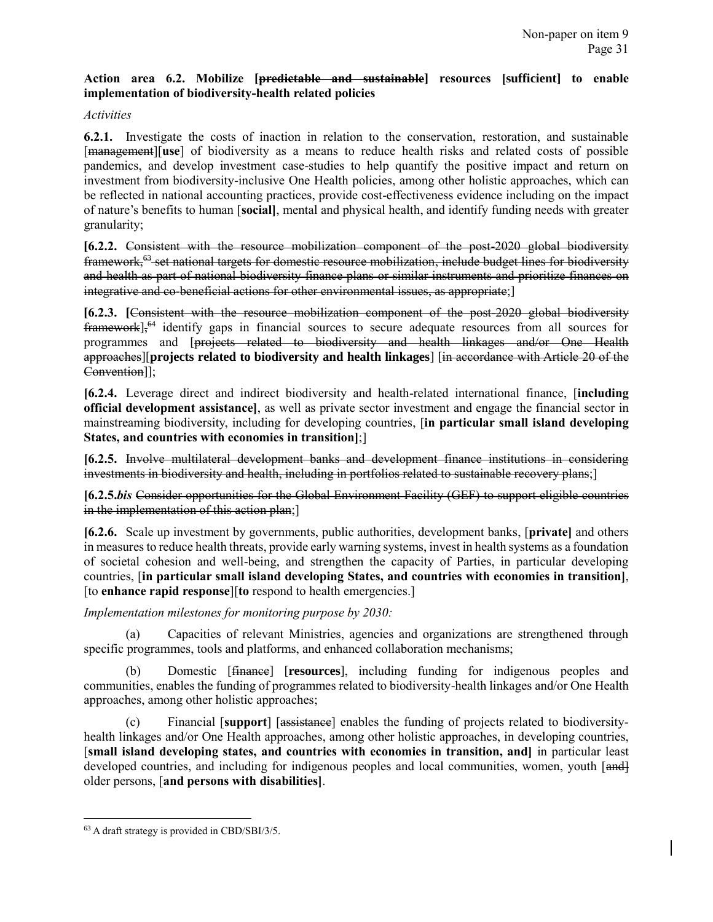**Action area 6.2. Mobilize [~~predictable and sustainable~~] resources [sufficient] to enable implementation of biodiversity-health related policies**

*Activities*

**6.2.1.** Investigate the costs of inaction in relation to the conservation, restoration, and sustainable [~~management~~][**use**] of biodiversity as a means to reduce health risks and related costs of possible pandemics, and develop investment case-studies to help quantify the positive impact and return on investment from biodiversity-inclusive One Health policies, among other holistic approaches, which can be reflected in national accounting practices, provide cost-effectiveness evidence including on the impact of nature's benefits to human [**social]**, mental and physical health, and identify funding needs with greater granularity;

**[6.2.2.** ~~Consistent with the resource mobilization component of the post-2020 global biodiversity framework,[63] set national targets for domestic resource mobilization, include budget lines for biodiversity and health as part of national biodiversity finance plans or similar instruments and prioritize finances on integrative and co-beneficial actions for other environmental issues, as appropriate~~;]

**[6.2.3. [**~~Consistent with the resource mobilization component of the post-2020 global biodiversity framework~~],[64] identify gaps in financial sources to secure adequate resources from all sources for programmes and [~~projects related to biodiversity and health linkages and/or One Health approaches~~][**projects related to biodiversity and health linkages**] [~~in accordance with Article 20 of the Convention~~]];

**[6.2.4.** Leverage direct and indirect biodiversity and health-related international finance, [**including official development assistance]**, as well as private sector investment and engage the financial sector in mainstreaming biodiversity, including for developing countries, [**in particular small island developing States, and countries with economies in transition]**;]

**[6.2.5.** ~~Involve multilateral development banks and development finance institutions in considering investments in biodiversity and health, including in portfolios related to sustainable recovery plans~~;]

**[6.2.5.*bis*** ~~Consider opportunities for the Global Environment Facility (GEF) to support eligible countries in the implementation of this action plan~~;]

**[6.2.6.** Scale up investment by governments, public authorities, development banks, [**private]** and others in measures to reduce health threats, provide early warning systems, invest in health systems as a foundation of societal cohesion and well-being, and strengthen the capacity of Parties, in particular developing countries, [**in particular small island developing States, and countries with economies in transition]**, [to **enhance rapid response**][**to** respond to health emergencies.]

*Implementation milestones for monitoring purpose by 2030:*

(a) Capacities of relevant Ministries, agencies and organizations are strengthened through specific programmes, tools and platforms, and enhanced collaboration mechanisms;

(b) Domestic [~~finance~~] [**resources**], including funding for indigenous peoples and communities, enables the funding of programmes related to biodiversity-health linkages and/or One Health approaches, among other holistic approaches;

(c) Financial [**support**] [~~assistance~~] enables the funding of projects related to biodiversity-health linkages and/or One Health approaches, among other holistic approaches, in developing countries, [**small island developing states, and countries with economies in transition, and]** in particular least developed countries, and including for indigenous peoples and local communities, women, youth [~~and~~] older persons, [**and persons with disabilities]**.

---

[63] A draft strategy is provided in CBD/SBI/3/5.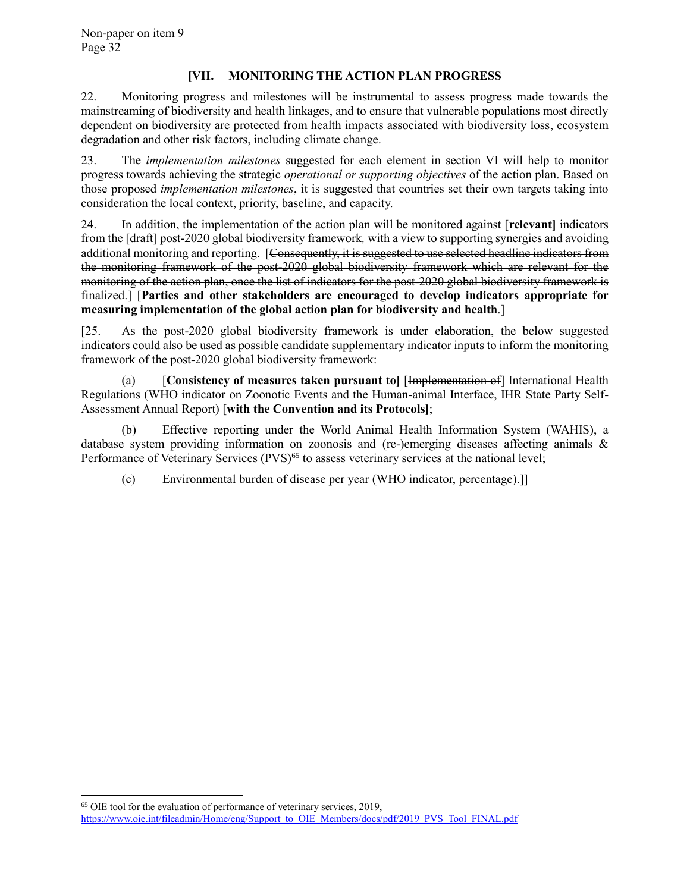## [VII. MONITORING THE ACTION PLAN PROGRESS

22. Monitoring progress and milestones will be instrumental to assess progress made towards the mainstreaming of biodiversity and health linkages, and to ensure that vulnerable populations most directly dependent on biodiversity are protected from health impacts associated with biodiversity loss, ecosystem degradation and other risk factors, including climate change.

23. The *implementation milestones* suggested for each element in section VI will help to monitor progress towards achieving the strategic *operational or supporting objectives* of the action plan. Based on those proposed *implementation milestones*, it is suggested that countries set their own targets taking into consideration the local context, priority, baseline, and capacity.

24. In addition, the implementation of the action plan will be monitored against [**relevant]** indicators from the [~~draft~~] post-2020 global biodiversity framework*,* with a view to supporting synergies and avoiding additional monitoring and reporting. [~~Consequently, it is suggested to use selected headline indicators from the monitoring framework of the post-2020 global biodiversity framework which are relevant for the monitoring of the action plan, once the list of indicators for the post-2020 global biodiversity framework is finalized~~.] [**Parties and other stakeholders are encouraged to develop indicators appropriate for measuring implementation of the global action plan for biodiversity and health**.]

[25. As the post-2020 global biodiversity framework is under elaboration, the below suggested indicators could also be used as possible candidate supplementary indicator inputs to inform the monitoring framework of the post-2020 global biodiversity framework:

(a) [**Consistency of measures taken pursuant to]** [~~Implementation of~~] International Health Regulations (WHO indicator on Zoonotic Events and the Human-animal Interface, IHR State Party Self-Assessment Annual Report) [**with the Convention and its Protocols]**;

(b) Effective reporting under the World Animal Health Information System (WAHIS), a database system providing information on zoonosis and (re-)emerging diseases affecting animals & Performance of Veterinary Services (PVS)[65] to assess veterinary services at the national level;

(c) Environmental burden of disease per year (WHO indicator, percentage).]]

---

[65] OIE tool for the evaluation of performance of veterinary services, 2019, https://www.oie.int/fileadmin/Home/eng/Support_to_OIE_Members/docs/pdf/2019_PVS_Tool_FINAL.pdf